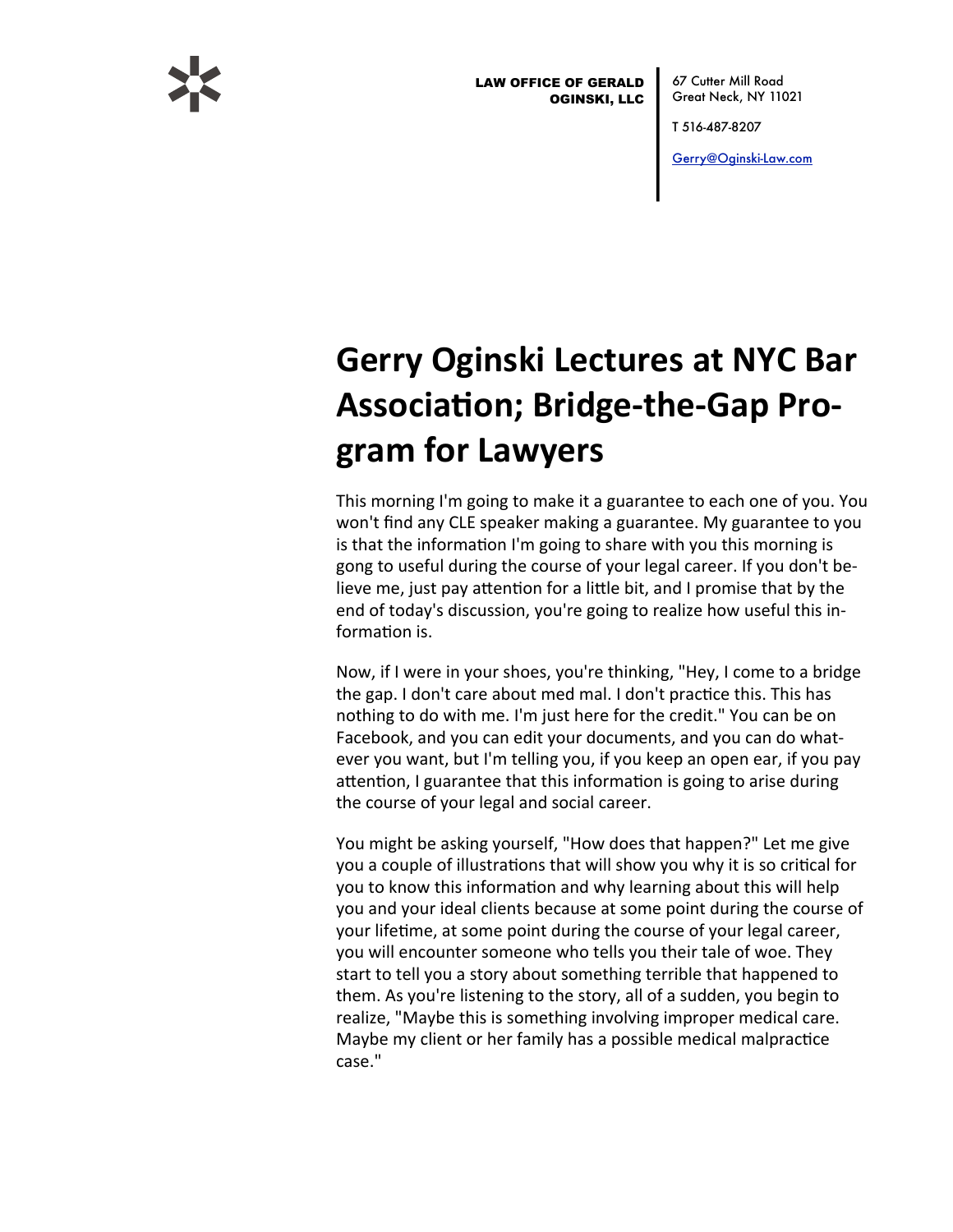LAW OFFICE OF GERALD OGINSKI, LLC

67 Cutter Mill Road
Great Neck, NY 11021

T 516-487-8207

Gerry@Oginski-Law.com

# Gerry Oginski Lectures at NYC Bar Association; Bridge-the-Gap Program for Lawyers

This morning I'm going to make it a guarantee to each one of you. You won't find any CLE speaker making a guarantee. My guarantee to you is that the information I'm going to share with you this morning is gong to useful during the course of your legal career. If you don't believe me, just pay attention for a little bit, and I promise that by the end of today's discussion, you're going to realize how useful this information is.

Now, if I were in your shoes, you're thinking, "Hey, I come to a bridge the gap. I don't care about med mal. I don't practice this. This has nothing to do with me. I'm just here for the credit." You can be on Facebook, and you can edit your documents, and you can do whatever you want, but I'm telling you, if you keep an open ear, if you pay attention, I guarantee that this information is going to arise during the course of your legal and social career.

You might be asking yourself, "How does that happen?" Let me give you a couple of illustrations that will show you why it is so critical for you to know this information and why learning about this will help you and your ideal clients because at some point during the course of your lifetime, at some point during the course of your legal career, you will encounter someone who tells you their tale of woe. They start to tell you a story about something terrible that happened to them. As you're listening to the story, all of a sudden, you begin to realize, "Maybe this is something involving improper medical care. Maybe my client or her family has a possible medical malpractice case."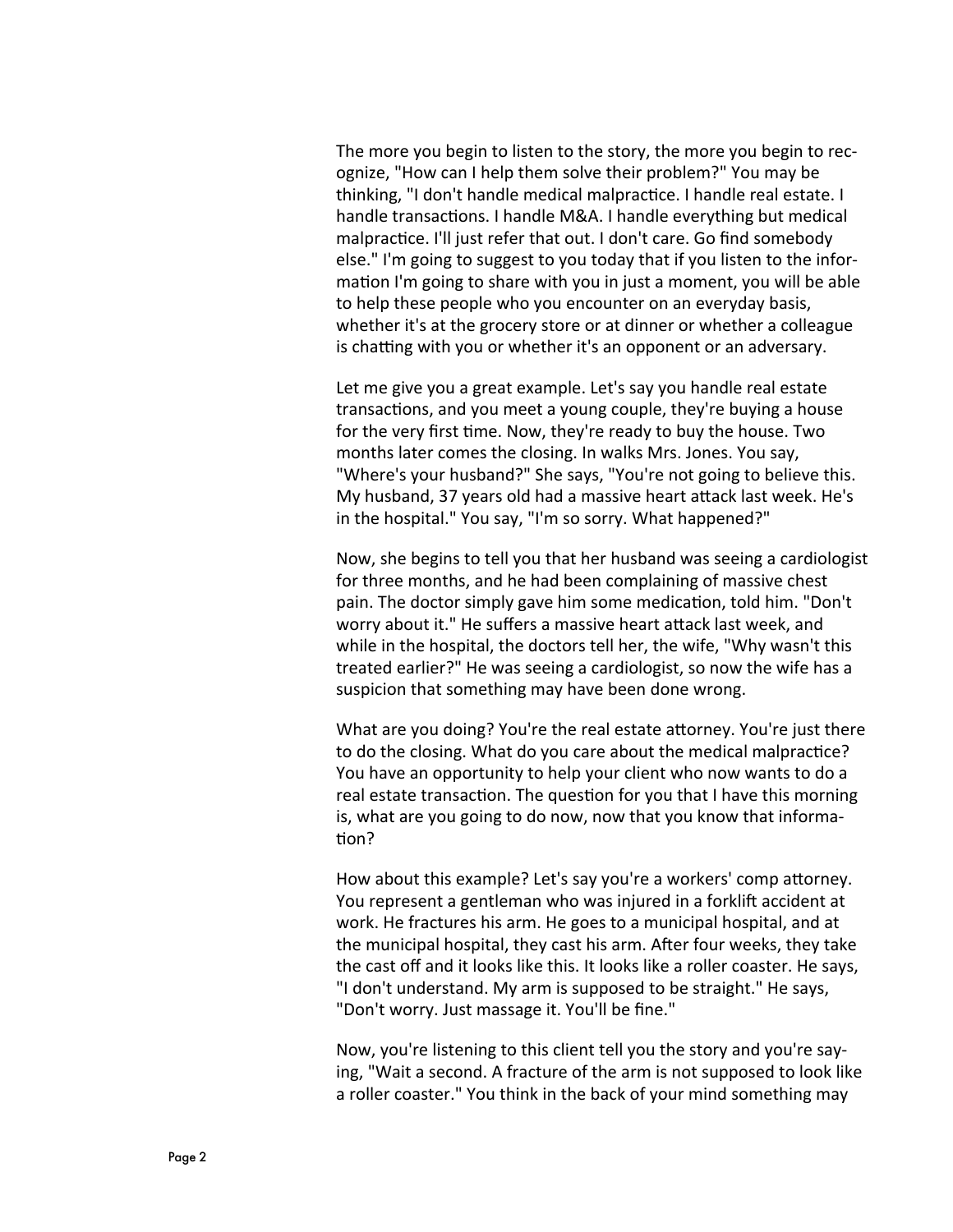The more you begin to listen to the story, the more you begin to recognize, "How can I help them solve their problem?" You may be thinking, "I don't handle medical malpractice. I handle real estate. I handle transactions. I handle M&A. I handle everything but medical malpractice. I'll just refer that out. I don't care. Go find somebody else." I'm going to suggest to you today that if you listen to the information I'm going to share with you in just a moment, you will be able to help these people who you encounter on an everyday basis, whether it's at the grocery store or at dinner or whether a colleague is chatting with you or whether it's an opponent or an adversary.

Let me give you a great example. Let's say you handle real estate transactions, and you meet a young couple, they're buying a house for the very first time. Now, they're ready to buy the house. Two months later comes the closing. In walks Mrs. Jones. You say, "Where's your husband?" She says, "You're not going to believe this. My husband, 37 years old had a massive heart attack last week. He's in the hospital." You say, "I'm so sorry. What happened?"

Now, she begins to tell you that her husband was seeing a cardiologist for three months, and he had been complaining of massive chest pain. The doctor simply gave him some medication, told him. "Don't worry about it." He suffers a massive heart attack last week, and while in the hospital, the doctors tell her, the wife, "Why wasn't this treated earlier?" He was seeing a cardiologist, so now the wife has a suspicion that something may have been done wrong.

What are you doing? You're the real estate attorney. You're just there to do the closing. What do you care about the medical malpractice? You have an opportunity to help your client who now wants to do a real estate transaction. The question for you that I have this morning is, what are you going to do now, now that you know that information?

How about this example? Let's say you're a workers' comp attorney. You represent a gentleman who was injured in a forklift accident at work. He fractures his arm. He goes to a municipal hospital, and at the municipal hospital, they cast his arm. After four weeks, they take the cast off and it looks like this. It looks like a roller coaster. He says, "I don't understand. My arm is supposed to be straight." He says, "Don't worry. Just massage it. You'll be fine."

Now, you're listening to this client tell you the story and you're saying, "Wait a second. A fracture of the arm is not supposed to look like a roller coaster." You think in the back of your mind something may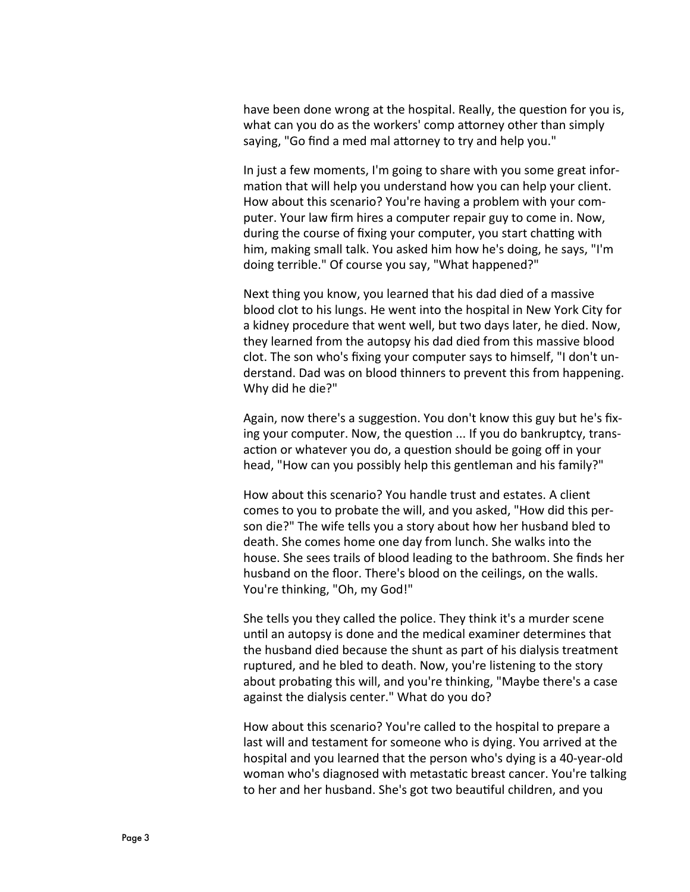have been done wrong at the hospital. Really, the question for you is, what can you do as the workers' comp attorney other than simply saying, "Go find a med mal attorney to try and help you."

In just a few moments, I'm going to share with you some great information that will help you understand how you can help your client. How about this scenario? You're having a problem with your computer. Your law firm hires a computer repair guy to come in. Now, during the course of fixing your computer, you start chatting with him, making small talk. You asked him how he's doing, he says, "I'm doing terrible." Of course you say, "What happened?"

Next thing you know, you learned that his dad died of a massive blood clot to his lungs. He went into the hospital in New York City for a kidney procedure that went well, but two days later, he died. Now, they learned from the autopsy his dad died from this massive blood clot. The son who's fixing your computer says to himself, "I don't understand. Dad was on blood thinners to prevent this from happening. Why did he die?"

Again, now there's a suggestion. You don't know this guy but he's fixing your computer. Now, the question ... If you do bankruptcy, transaction or whatever you do, a question should be going off in your head, "How can you possibly help this gentleman and his family?"

How about this scenario? You handle trust and estates. A client comes to you to probate the will, and you asked, "How did this person die?" The wife tells you a story about how her husband bled to death. She comes home one day from lunch. She walks into the house. She sees trails of blood leading to the bathroom. She finds her husband on the floor. There's blood on the ceilings, on the walls. You're thinking, "Oh, my God!"

She tells you they called the police. They think it's a murder scene until an autopsy is done and the medical examiner determines that the husband died because the shunt as part of his dialysis treatment ruptured, and he bled to death. Now, you're listening to the story about probating this will, and you're thinking, "Maybe there's a case against the dialysis center." What do you do?

How about this scenario? You're called to the hospital to prepare a last will and testament for someone who is dying. You arrived at the hospital and you learned that the person who's dying is a 40-year-old woman who's diagnosed with metastatic breast cancer. You're talking to her and her husband. She's got two beautiful children, and you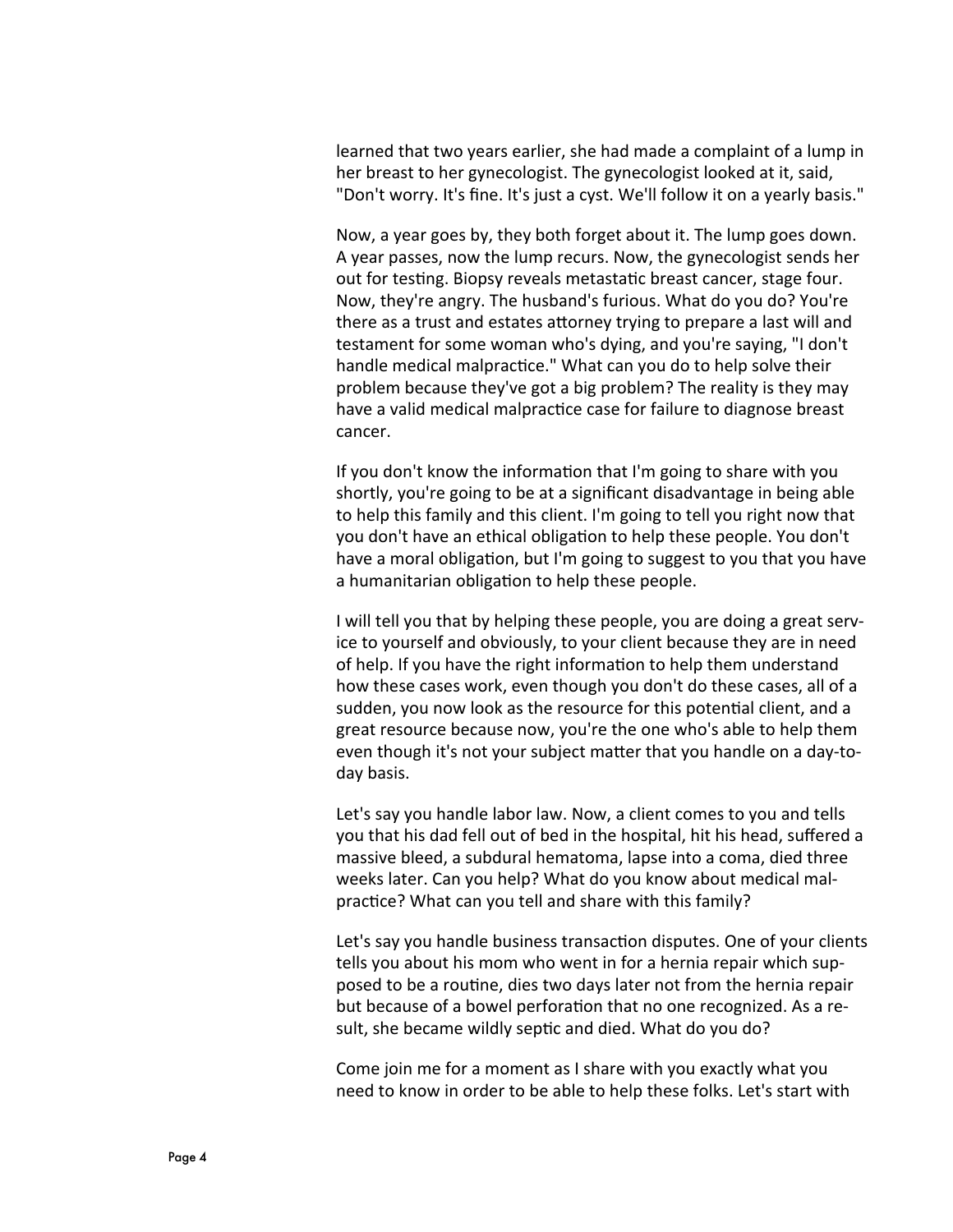learned that two years earlier, she had made a complaint of a lump in her breast to her gynecologist. The gynecologist looked at it, said, "Don't worry. It's fine. It's just a cyst. We'll follow it on a yearly basis."

Now, a year goes by, they both forget about it. The lump goes down. A year passes, now the lump recurs. Now, the gynecologist sends her out for testing. Biopsy reveals metastatic breast cancer, stage four. Now, they're angry. The husband's furious. What do you do? You're there as a trust and estates attorney trying to prepare a last will and testament for some woman who's dying, and you're saying, "I don't handle medical malpractice." What can you do to help solve their problem because they've got a big problem? The reality is they may have a valid medical malpractice case for failure to diagnose breast cancer.

If you don't know the information that I'm going to share with you shortly, you're going to be at a significant disadvantage in being able to help this family and this client. I'm going to tell you right now that you don't have an ethical obligation to help these people. You don't have a moral obligation, but I'm going to suggest to you that you have a humanitarian obligation to help these people.

I will tell you that by helping these people, you are doing a great service to yourself and obviously, to your client because they are in need of help. If you have the right information to help them understand how these cases work, even though you don't do these cases, all of a sudden, you now look as the resource for this potential client, and a great resource because now, you're the one who's able to help them even though it's not your subject matter that you handle on a day-to-day basis.

Let's say you handle labor law. Now, a client comes to you and tells you that his dad fell out of bed in the hospital, hit his head, suffered a massive bleed, a subdural hematoma, lapse into a coma, died three weeks later. Can you help? What do you know about medical malpractice? What can you tell and share with this family?

Let's say you handle business transaction disputes. One of your clients tells you about his mom who went in for a hernia repair which supposed to be a routine, dies two days later not from the hernia repair but because of a bowel perforation that no one recognized. As a result, she became wildly septic and died. What do you do?

Come join me for a moment as I share with you exactly what you need to know in order to be able to help these folks. Let's start with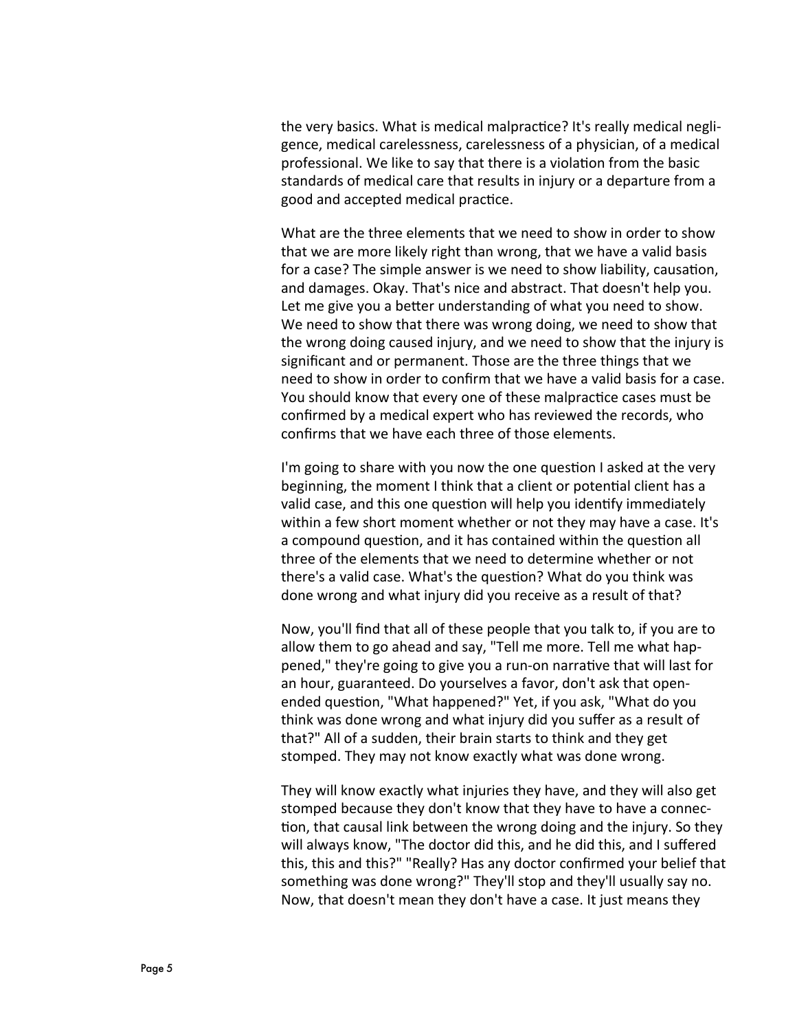the very basics. What is medical malpractice? It's really medical negligence, medical carelessness, carelessness of a physician, of a medical professional. We like to say that there is a violation from the basic standards of medical care that results in injury or a departure from a good and accepted medical practice.

What are the three elements that we need to show in order to show that we are more likely right than wrong, that we have a valid basis for a case? The simple answer is we need to show liability, causation, and damages. Okay. That's nice and abstract. That doesn't help you. Let me give you a better understanding of what you need to show. We need to show that there was wrong doing, we need to show that the wrong doing caused injury, and we need to show that the injury is significant and or permanent. Those are the three things that we need to show in order to confirm that we have a valid basis for a case. You should know that every one of these malpractice cases must be confirmed by a medical expert who has reviewed the records, who confirms that we have each three of those elements.

I'm going to share with you now the one question I asked at the very beginning, the moment I think that a client or potential client has a valid case, and this one question will help you identify immediately within a few short moment whether or not they may have a case. It's a compound question, and it has contained within the question all three of the elements that we need to determine whether or not there's a valid case. What's the question? What do you think was done wrong and what injury did you receive as a result of that?

Now, you'll find that all of these people that you talk to, if you are to allow them to go ahead and say, "Tell me more. Tell me what happened," they're going to give you a run-on narrative that will last for an hour, guaranteed. Do yourselves a favor, don't ask that open-ended question, "What happened?" Yet, if you ask, "What do you think was done wrong and what injury did you suffer as a result of that?" All of a sudden, their brain starts to think and they get stomped. They may not know exactly what was done wrong.

They will know exactly what injuries they have, and they will also get stomped because they don't know that they have to have a connection, that causal link between the wrong doing and the injury. So they will always know, "The doctor did this, and he did this, and I suffered this, this and this?" "Really? Has any doctor confirmed your belief that something was done wrong?" They'll stop and they'll usually say no. Now, that doesn't mean they don't have a case. It just means they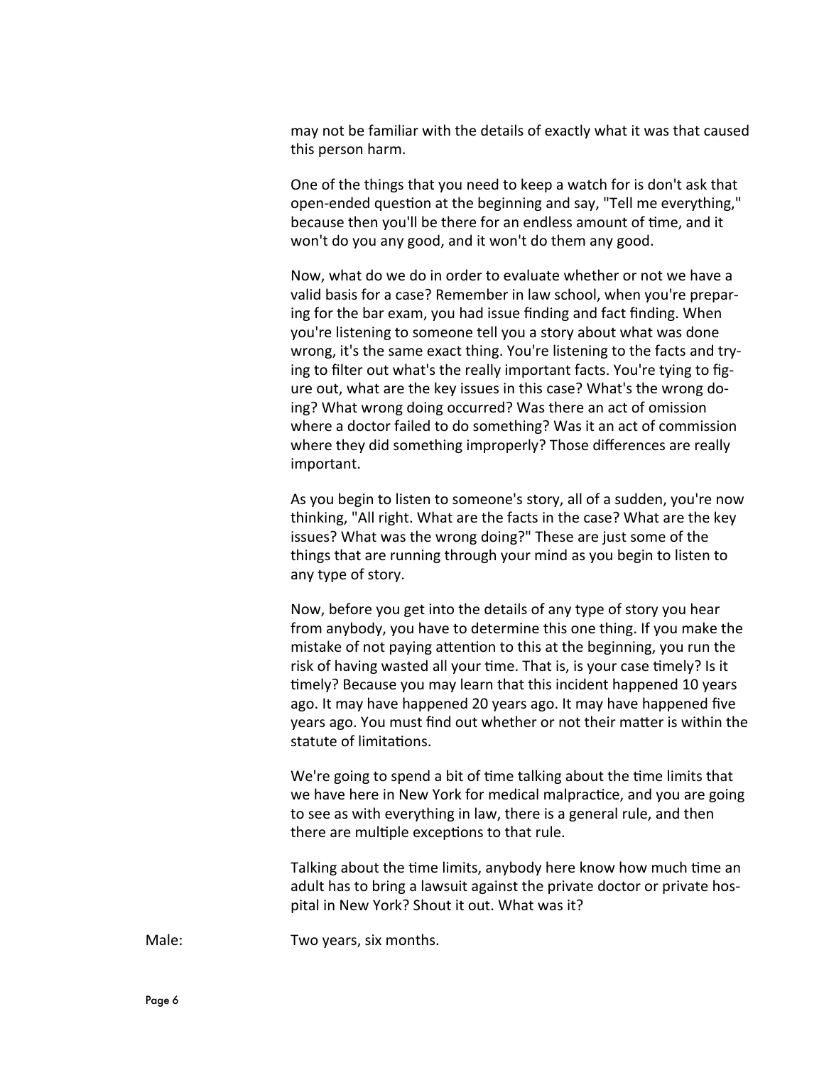may not be familiar with the details of exactly what it was that caused this person harm.

One of the things that you need to keep a watch for is don't ask that open-ended question at the beginning and say, "Tell me everything," because then you'll be there for an endless amount of time, and it won't do you any good, and it won't do them any good.

Now, what do we do in order to evaluate whether or not we have a valid basis for a case? Remember in law school, when you're preparing for the bar exam, you had issue finding and fact finding. When you're listening to someone tell you a story about what was done wrong, it's the same exact thing. You're listening to the facts and trying to filter out what's the really important facts. You're tying to figure out, what are the key issues in this case? What's the wrong doing? What wrong doing occurred? Was there an act of omission where a doctor failed to do something? Was it an act of commission where they did something improperly? Those differences are really important.

As you begin to listen to someone's story, all of a sudden, you're now thinking, "All right. What are the facts in the case? What are the key issues? What was the wrong doing?" These are just some of the things that are running through your mind as you begin to listen to any type of story.

Now, before you get into the details of any type of story you hear from anybody, you have to determine this one thing. If you make the mistake of not paying attention to this at the beginning, you run the risk of having wasted all your time. That is, is your case timely? Is it timely? Because you may learn that this incident happened 10 years ago. It may have happened 20 years ago. It may have happened five years ago. You must find out whether or not their matter is within the statute of limitations.

We're going to spend a bit of time talking about the time limits that we have here in New York for medical malpractice, and you are going to see as with everything in law, there is a general rule, and then there are multiple exceptions to that rule.

Talking about the time limits, anybody here know how much time an adult has to bring a lawsuit against the private doctor or private hospital in New York? Shout it out. What was it?

Male: Two years, six months.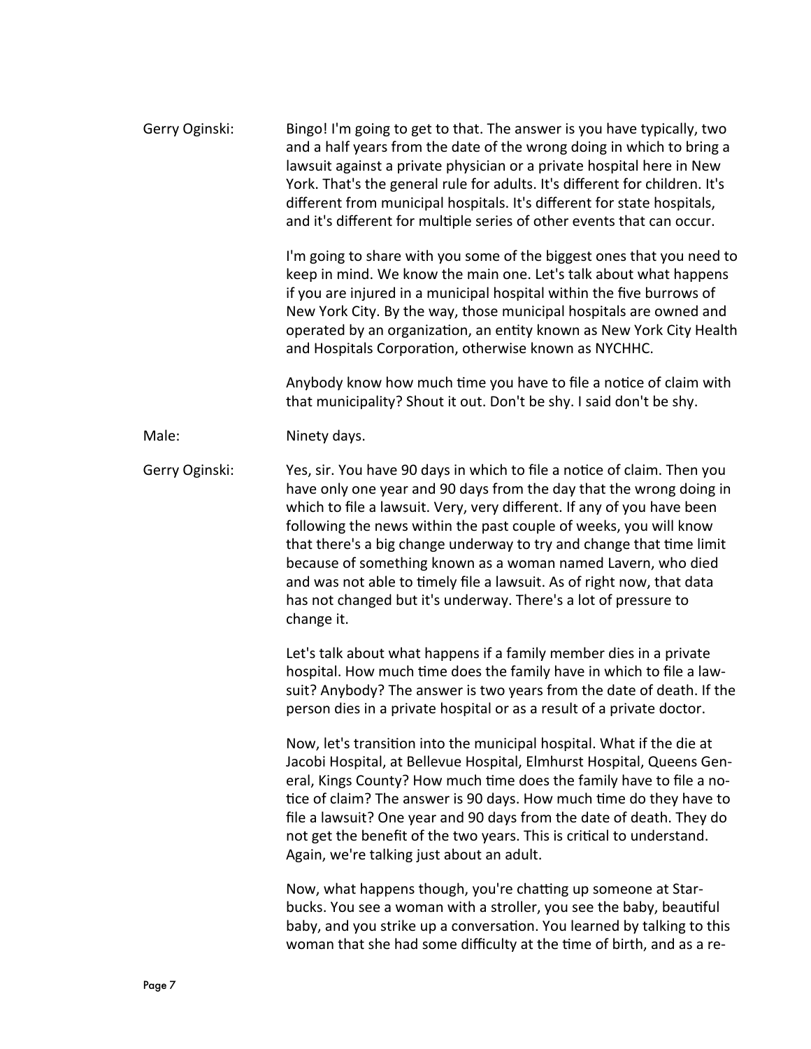Gerry Oginski: Bingo! I'm going to get to that. The answer is you have typically, two and a half years from the date of the wrong doing in which to bring a lawsuit against a private physician or a private hospital here in New York. That's the general rule for adults. It's different for children. It's different from municipal hospitals. It's different for state hospitals, and it's different for multiple series of other events that can occur.

I'm going to share with you some of the biggest ones that you need to keep in mind. We know the main one. Let's talk about what happens if you are injured in a municipal hospital within the five burrows of New York City. By the way, those municipal hospitals are owned and operated by an organization, an entity known as New York City Health and Hospitals Corporation, otherwise known as NYCHHC.

Anybody know how much time you have to file a notice of claim with that municipality? Shout it out. Don't be shy. I said don't be shy.

Male: Ninety days.

Gerry Oginski: Yes, sir. You have 90 days in which to file a notice of claim. Then you have only one year and 90 days from the day that the wrong doing in which to file a lawsuit. Very, very different. If any of you have been following the news within the past couple of weeks, you will know that there's a big change underway to try and change that time limit because of something known as a woman named Lavern, who died and was not able to timely file a lawsuit. As of right now, that data has not changed but it's underway. There's a lot of pressure to change it.

Let's talk about what happens if a family member dies in a private hospital. How much time does the family have in which to file a lawsuit? Anybody? The answer is two years from the date of death. If the person dies in a private hospital or as a result of a private doctor.

Now, let's transition into the municipal hospital. What if the die at Jacobi Hospital, at Bellevue Hospital, Elmhurst Hospital, Queens General, Kings County? How much time does the family have to file a notice of claim? The answer is 90 days. How much time do they have to file a lawsuit? One year and 90 days from the date of death. They do not get the benefit of the two years. This is critical to understand. Again, we're talking just about an adult.

Now, what happens though, you're chatting up someone at Starbucks. You see a woman with a stroller, you see the baby, beautiful baby, and you strike up a conversation. You learned by talking to this woman that she had some difficulty at the time of birth, and as a re-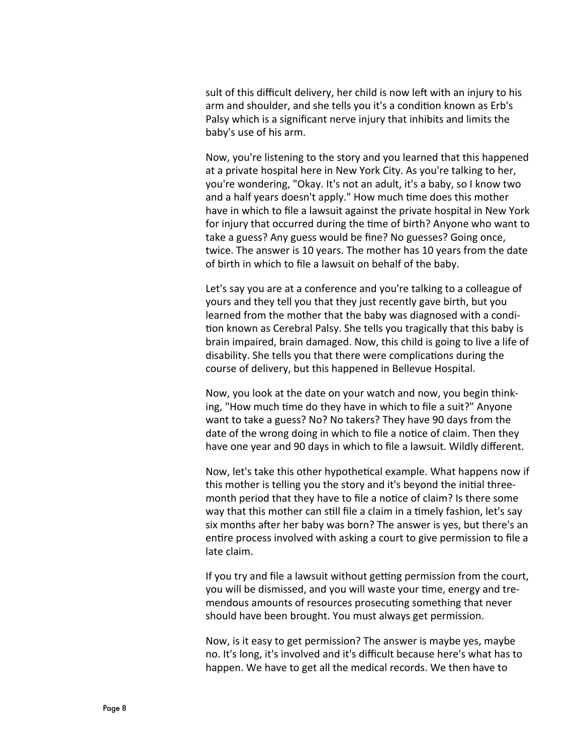sult of this difficult delivery, her child is now left with an injury to his arm and shoulder, and she tells you it's a condition known as Erb's Palsy which is a significant nerve injury that inhibits and limits the baby's use of his arm.

Now, you're listening to the story and you learned that this happened at a private hospital here in New York City. As you're talking to her, you're wondering, "Okay. It's not an adult, it's a baby, so I know two and a half years doesn't apply." How much time does this mother have in which to file a lawsuit against the private hospital in New York for injury that occurred during the time of birth? Anyone who want to take a guess? Any guess would be fine? No guesses? Going once, twice. The answer is 10 years. The mother has 10 years from the date of birth in which to file a lawsuit on behalf of the baby.

Let's say you are at a conference and you're talking to a colleague of yours and they tell you that they just recently gave birth, but you learned from the mother that the baby was diagnosed with a condition known as Cerebral Palsy. She tells you tragically that this baby is brain impaired, brain damaged. Now, this child is going to live a life of disability. She tells you that there were complications during the course of delivery, but this happened in Bellevue Hospital.

Now, you look at the date on your watch and now, you begin thinking, "How much time do they have in which to file a suit?" Anyone want to take a guess? No? No takers? They have 90 days from the date of the wrong doing in which to file a notice of claim. Then they have one year and 90 days in which to file a lawsuit. Wildly different.

Now, let's take this other hypothetical example. What happens now if this mother is telling you the story and it's beyond the initial three-month period that they have to file a notice of claim? Is there some way that this mother can still file a claim in a timely fashion, let's say six months after her baby was born? The answer is yes, but there's an entire process involved with asking a court to give permission to file a late claim.

If you try and file a lawsuit without getting permission from the court, you will be dismissed, and you will waste your time, energy and tremendous amounts of resources prosecuting something that never should have been brought. You must always get permission.

Now, is it easy to get permission? The answer is maybe yes, maybe no. It's long, it's involved and it's difficult because here's what has to happen. We have to get all the medical records. We then have to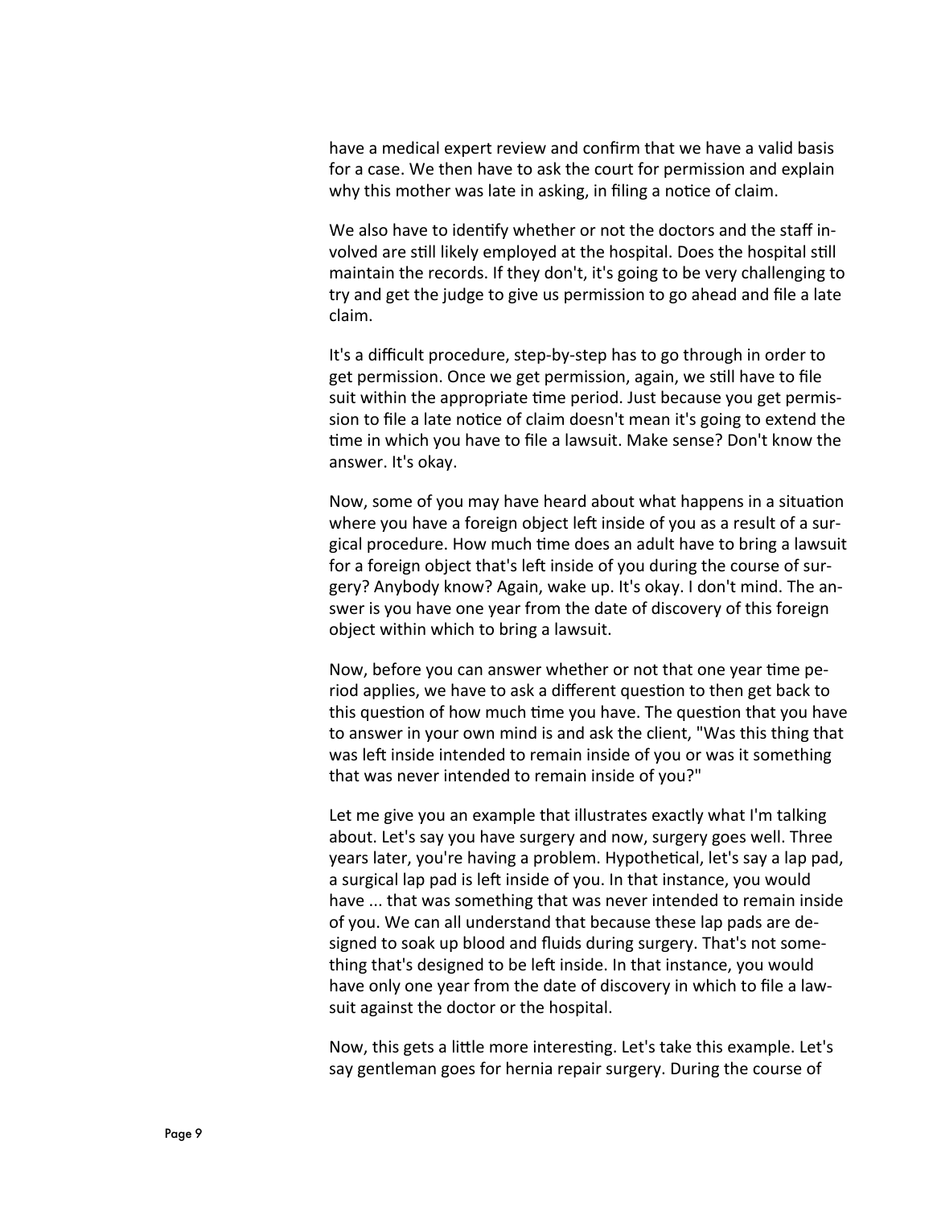have a medical expert review and confirm that we have a valid basis for a case. We then have to ask the court for permission and explain why this mother was late in asking, in filing a notice of claim.

We also have to identify whether or not the doctors and the staff involved are still likely employed at the hospital. Does the hospital still maintain the records. If they don't, it's going to be very challenging to try and get the judge to give us permission to go ahead and file a late claim.

It's a difficult procedure, step-by-step has to go through in order to get permission. Once we get permission, again, we still have to file suit within the appropriate time period. Just because you get permission to file a late notice of claim doesn't mean it's going to extend the time in which you have to file a lawsuit. Make sense? Don't know the answer. It's okay.

Now, some of you may have heard about what happens in a situation where you have a foreign object left inside of you as a result of a surgical procedure. How much time does an adult have to bring a lawsuit for a foreign object that's left inside of you during the course of surgery? Anybody know? Again, wake up. It's okay. I don't mind. The answer is you have one year from the date of discovery of this foreign object within which to bring a lawsuit.

Now, before you can answer whether or not that one year time period applies, we have to ask a different question to then get back to this question of how much time you have. The question that you have to answer in your own mind is and ask the client, "Was this thing that was left inside intended to remain inside of you or was it something that was never intended to remain inside of you?"

Let me give you an example that illustrates exactly what I'm talking about. Let's say you have surgery and now, surgery goes well. Three years later, you're having a problem. Hypothetical, let's say a lap pad, a surgical lap pad is left inside of you. In that instance, you would have ... that was something that was never intended to remain inside of you. We can all understand that because these lap pads are designed to soak up blood and fluids during surgery. That's not something that's designed to be left inside. In that instance, you would have only one year from the date of discovery in which to file a lawsuit against the doctor or the hospital.

Now, this gets a little more interesting. Let's take this example. Let's say gentleman goes for hernia repair surgery. During the course of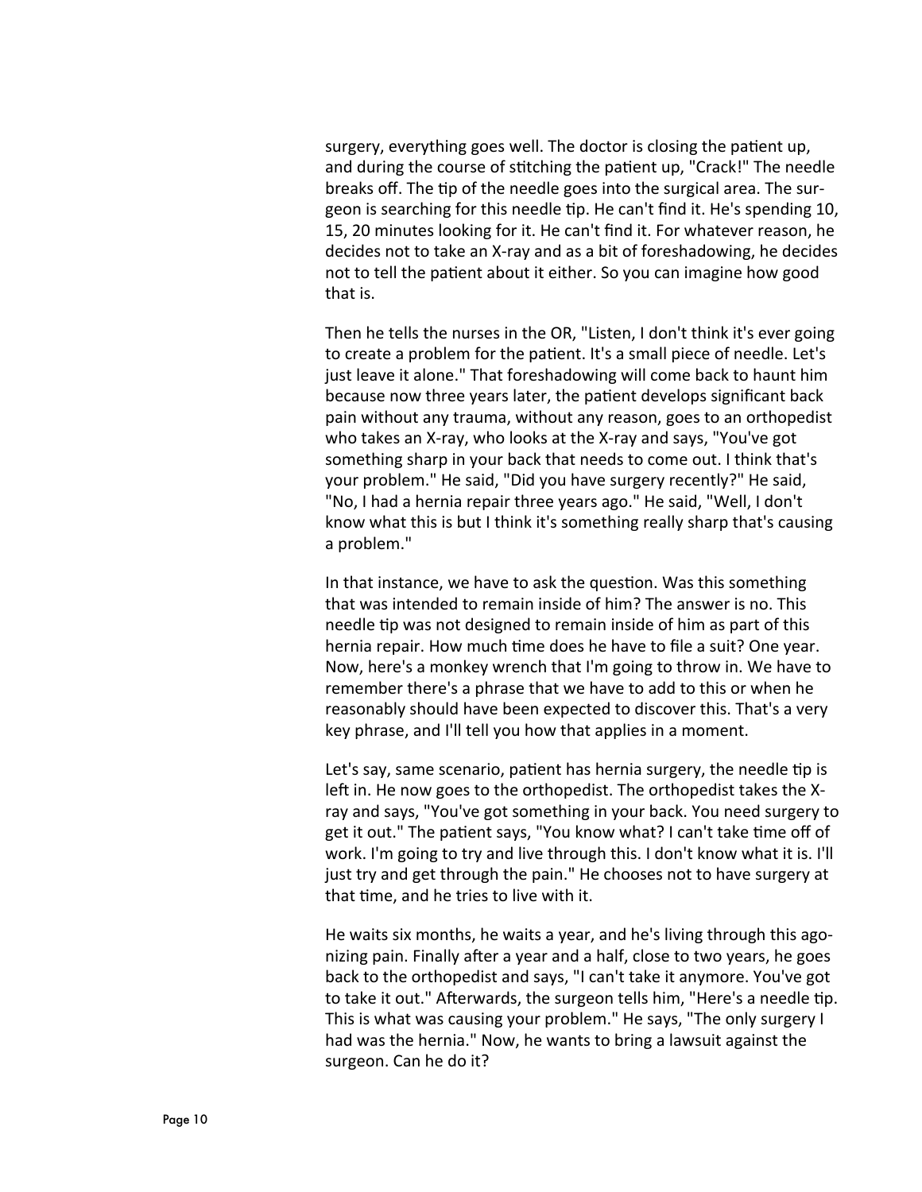surgery, everything goes well. The doctor is closing the patient up, and during the course of stitching the patient up, "Crack!" The needle breaks off. The tip of the needle goes into the surgical area. The surgeon is searching for this needle tip. He can't find it. He's spending 10, 15, 20 minutes looking for it. He can't find it. For whatever reason, he decides not to take an X-ray and as a bit of foreshadowing, he decides not to tell the patient about it either. So you can imagine how good that is.

Then he tells the nurses in the OR, "Listen, I don't think it's ever going to create a problem for the patient. It's a small piece of needle. Let's just leave it alone." That foreshadowing will come back to haunt him because now three years later, the patient develops significant back pain without any trauma, without any reason, goes to an orthopedist who takes an X-ray, who looks at the X-ray and says, "You've got something sharp in your back that needs to come out. I think that's your problem." He said, "Did you have surgery recently?" He said, "No, I had a hernia repair three years ago." He said, "Well, I don't know what this is but I think it's something really sharp that's causing a problem."

In that instance, we have to ask the question. Was this something that was intended to remain inside of him? The answer is no. This needle tip was not designed to remain inside of him as part of this hernia repair. How much time does he have to file a suit? One year. Now, here's a monkey wrench that I'm going to throw in. We have to remember there's a phrase that we have to add to this or when he reasonably should have been expected to discover this. That's a very key phrase, and I'll tell you how that applies in a moment.

Let's say, same scenario, patient has hernia surgery, the needle tip is left in. He now goes to the orthopedist. The orthopedist takes the X-ray and says, "You've got something in your back. You need surgery to get it out." The patient says, "You know what? I can't take time off of work. I'm going to try and live through this. I don't know what it is. I'll just try and get through the pain." He chooses not to have surgery at that time, and he tries to live with it.

He waits six months, he waits a year, and he's living through this agonizing pain. Finally after a year and a half, close to two years, he goes back to the orthopedist and says, "I can't take it anymore. You've got to take it out." Afterwards, the surgeon tells him, "Here's a needle tip. This is what was causing your problem." He says, "The only surgery I had was the hernia." Now, he wants to bring a lawsuit against the surgeon. Can he do it?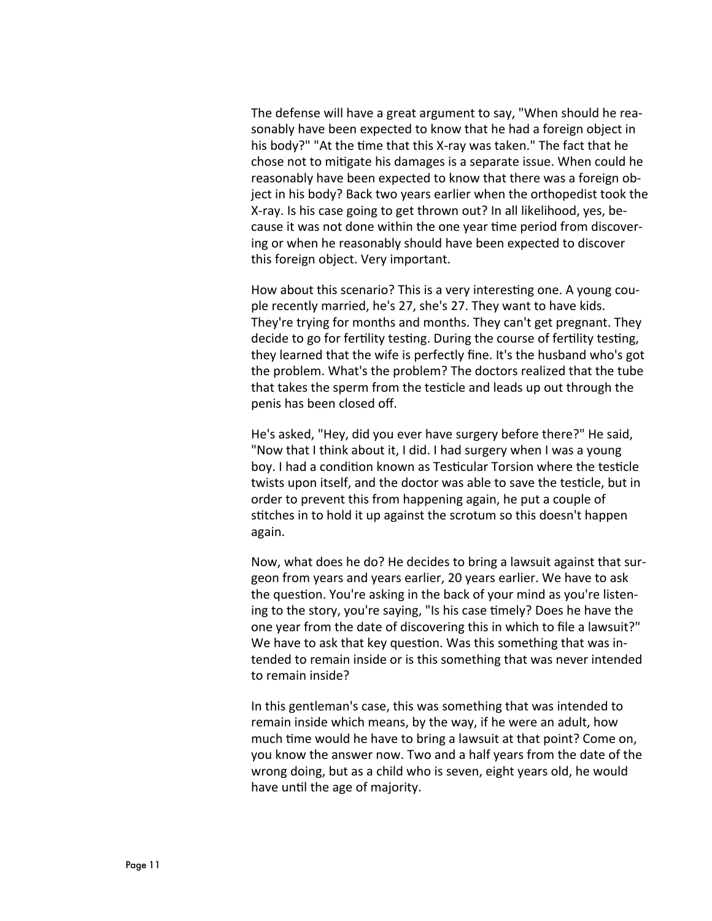The defense will have a great argument to say, "When should he reasonably have been expected to know that he had a foreign object in his body?" "At the time that this X-ray was taken." The fact that he chose not to mitigate his damages is a separate issue. When could he reasonably have been expected to know that there was a foreign object in his body? Back two years earlier when the orthopedist took the X-ray. Is his case going to get thrown out? In all likelihood, yes, because it was not done within the one year time period from discovering or when he reasonably should have been expected to discover this foreign object. Very important.

How about this scenario? This is a very interesting one. A young couple recently married, he's 27, she's 27. They want to have kids. They're trying for months and months. They can't get pregnant. They decide to go for fertility testing. During the course of fertility testing, they learned that the wife is perfectly fine. It's the husband who's got the problem. What's the problem? The doctors realized that the tube that takes the sperm from the testicle and leads up out through the penis has been closed off.

He's asked, "Hey, did you ever have surgery before there?" He said, "Now that I think about it, I did. I had surgery when I was a young boy. I had a condition known as Testicular Torsion where the testicle twists upon itself, and the doctor was able to save the testicle, but in order to prevent this from happening again, he put a couple of stitches in to hold it up against the scrotum so this doesn't happen again.

Now, what does he do? He decides to bring a lawsuit against that surgeon from years and years earlier, 20 years earlier. We have to ask the question. You're asking in the back of your mind as you're listening to the story, you're saying, "Is his case timely? Does he have the one year from the date of discovering this in which to file a lawsuit?" We have to ask that key question. Was this something that was intended to remain inside or is this something that was never intended to remain inside?

In this gentleman's case, this was something that was intended to remain inside which means, by the way, if he were an adult, how much time would he have to bring a lawsuit at that point? Come on, you know the answer now. Two and a half years from the date of the wrong doing, but as a child who is seven, eight years old, he would have until the age of majority.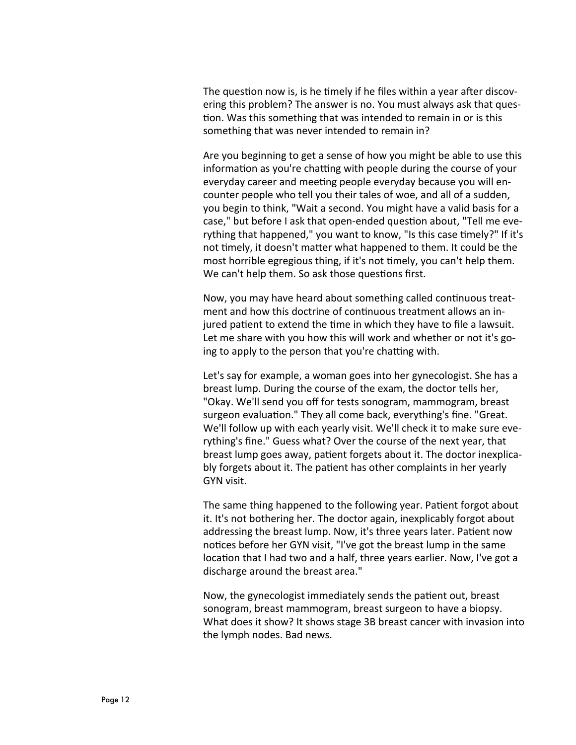The question now is, is he timely if he files within a year after discovering this problem? The answer is no. You must always ask that question. Was this something that was intended to remain in or is this something that was never intended to remain in?

Are you beginning to get a sense of how you might be able to use this information as you're chatting with people during the course of your everyday career and meeting people everyday because you will encounter people who tell you their tales of woe, and all of a sudden, you begin to think, "Wait a second. You might have a valid basis for a case," but before I ask that open-ended question about, "Tell me everything that happened," you want to know, "Is this case timely?" If it's not timely, it doesn't matter what happened to them. It could be the most horrible egregious thing, if it's not timely, you can't help them. We can't help them. So ask those questions first.

Now, you may have heard about something called continuous treatment and how this doctrine of continuous treatment allows an injured patient to extend the time in which they have to file a lawsuit. Let me share with you how this will work and whether or not it's going to apply to the person that you're chatting with.

Let's say for example, a woman goes into her gynecologist. She has a breast lump. During the course of the exam, the doctor tells her, "Okay. We'll send you off for tests sonogram, mammogram, breast surgeon evaluation." They all come back, everything's fine. "Great. We'll follow up with each yearly visit. We'll check it to make sure everything's fine." Guess what? Over the course of the next year, that breast lump goes away, patient forgets about it. The doctor inexplicably forgets about it. The patient has other complaints in her yearly GYN visit.

The same thing happened to the following year. Patient forgot about it. It's not bothering her. The doctor again, inexplicably forgot about addressing the breast lump. Now, it's three years later. Patient now notices before her GYN visit, "I've got the breast lump in the same location that I had two and a half, three years earlier. Now, I've got a discharge around the breast area."

Now, the gynecologist immediately sends the patient out, breast sonogram, breast mammogram, breast surgeon to have a biopsy. What does it show? It shows stage 3B breast cancer with invasion into the lymph nodes. Bad news.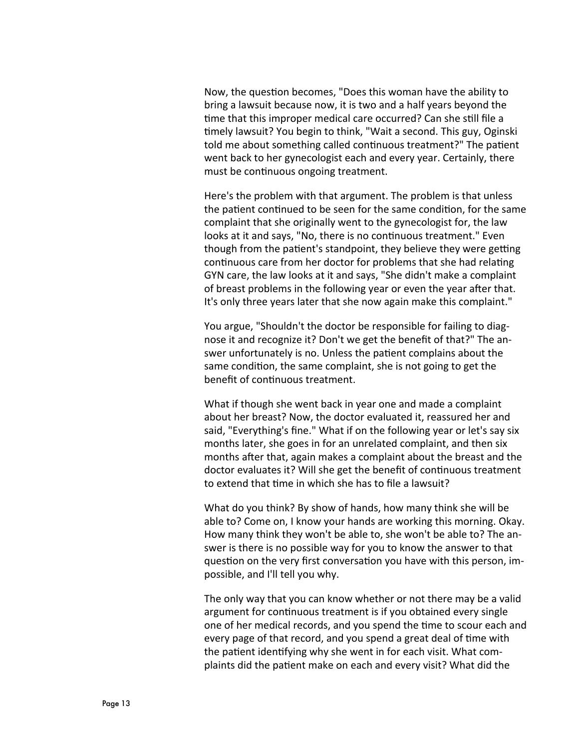Now, the question becomes, "Does this woman have the ability to bring a lawsuit because now, it is two and a half years beyond the time that this improper medical care occurred? Can she still file a timely lawsuit? You begin to think, "Wait a second. This guy, Oginski told me about something called continuous treatment?" The patient went back to her gynecologist each and every year. Certainly, there must be continuous ongoing treatment.

Here's the problem with that argument. The problem is that unless the patient continued to be seen for the same condition, for the same complaint that she originally went to the gynecologist for, the law looks at it and says, "No, there is no continuous treatment." Even though from the patient's standpoint, they believe they were getting continuous care from her doctor for problems that she had relating GYN care, the law looks at it and says, "She didn't make a complaint of breast problems in the following year or even the year after that. It's only three years later that she now again make this complaint."

You argue, "Shouldn't the doctor be responsible for failing to diagnose it and recognize it? Don't we get the benefit of that?" The answer unfortunately is no. Unless the patient complains about the same condition, the same complaint, she is not going to get the benefit of continuous treatment.

What if though she went back in year one and made a complaint about her breast? Now, the doctor evaluated it, reassured her and said, "Everything's fine." What if on the following year or let's say six months later, she goes in for an unrelated complaint, and then six months after that, again makes a complaint about the breast and the doctor evaluates it? Will she get the benefit of continuous treatment to extend that time in which she has to file a lawsuit?

What do you think? By show of hands, how many think she will be able to? Come on, I know your hands are working this morning. Okay. How many think they won't be able to, she won't be able to? The answer is there is no possible way for you to know the answer to that question on the very first conversation you have with this person, impossible, and I'll tell you why.

The only way that you can know whether or not there may be a valid argument for continuous treatment is if you obtained every single one of her medical records, and you spend the time to scour each and every page of that record, and you spend a great deal of time with the patient identifying why she went in for each visit. What complaints did the patient make on each and every visit? What did the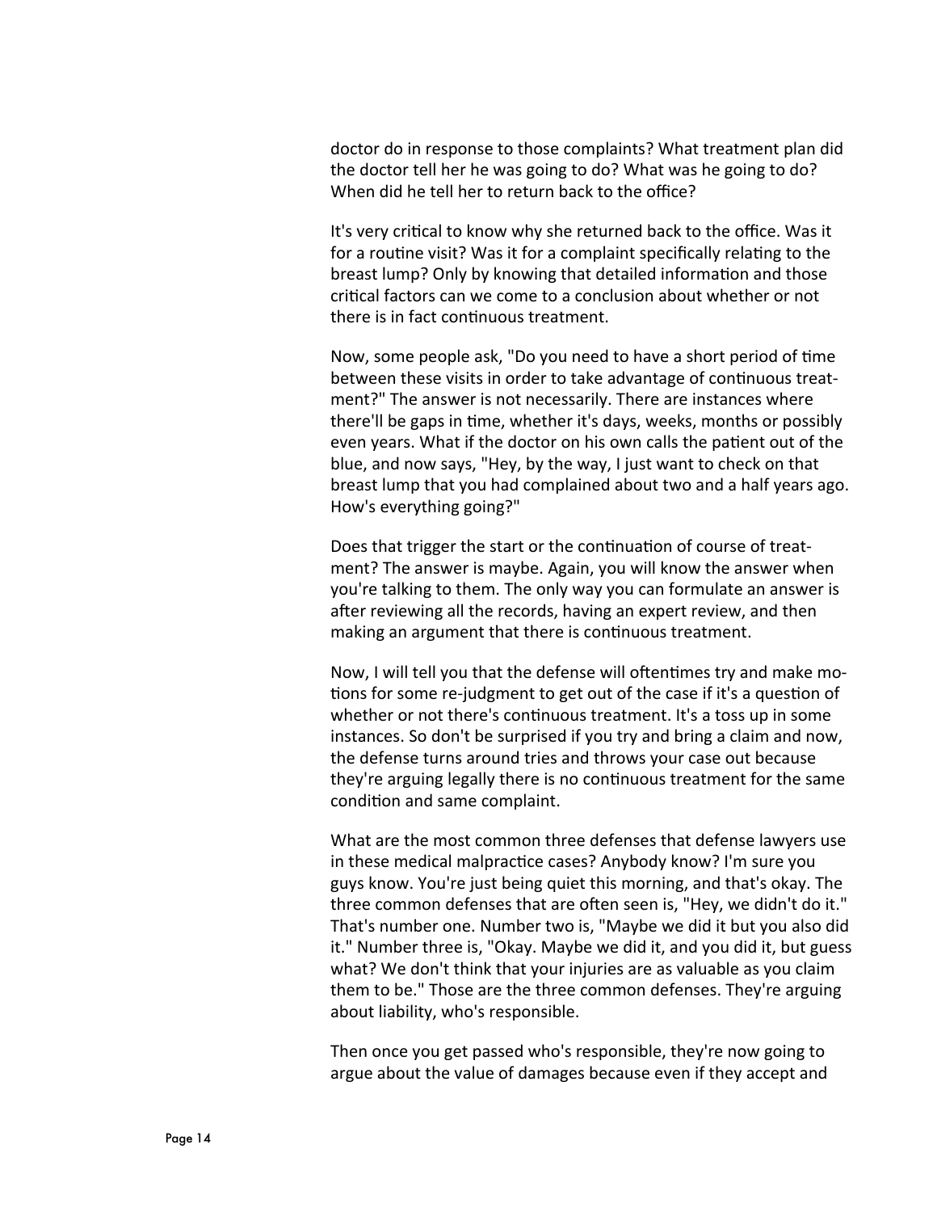doctor do in response to those complaints? What treatment plan did the doctor tell her he was going to do? What was he going to do? When did he tell her to return back to the office?

It's very critical to know why she returned back to the office. Was it for a routine visit? Was it for a complaint specifically relating to the breast lump? Only by knowing that detailed information and those critical factors can we come to a conclusion about whether or not there is in fact continuous treatment.

Now, some people ask, "Do you need to have a short period of time between these visits in order to take advantage of continuous treatment?" The answer is not necessarily. There are instances where there'll be gaps in time, whether it's days, weeks, months or possibly even years. What if the doctor on his own calls the patient out of the blue, and now says, "Hey, by the way, I just want to check on that breast lump that you had complained about two and a half years ago. How's everything going?"

Does that trigger the start or the continuation of course of treatment? The answer is maybe. Again, you will know the answer when you're talking to them. The only way you can formulate an answer is after reviewing all the records, having an expert review, and then making an argument that there is continuous treatment.

Now, I will tell you that the defense will oftentimes try and make motions for some re-judgment to get out of the case if it's a question of whether or not there's continuous treatment. It's a toss up in some instances. So don't be surprised if you try and bring a claim and now, the defense turns around tries and throws your case out because they're arguing legally there is no continuous treatment for the same condition and same complaint.

What are the most common three defenses that defense lawyers use in these medical malpractice cases? Anybody know? I'm sure you guys know. You're just being quiet this morning, and that's okay. The three common defenses that are often seen is, "Hey, we didn't do it." That's number one. Number two is, "Maybe we did it but you also did it." Number three is, "Okay. Maybe we did it, and you did it, but guess what? We don't think that your injuries are as valuable as you claim them to be." Those are the three common defenses. They're arguing about liability, who's responsible.

Then once you get passed who's responsible, they're now going to argue about the value of damages because even if they accept and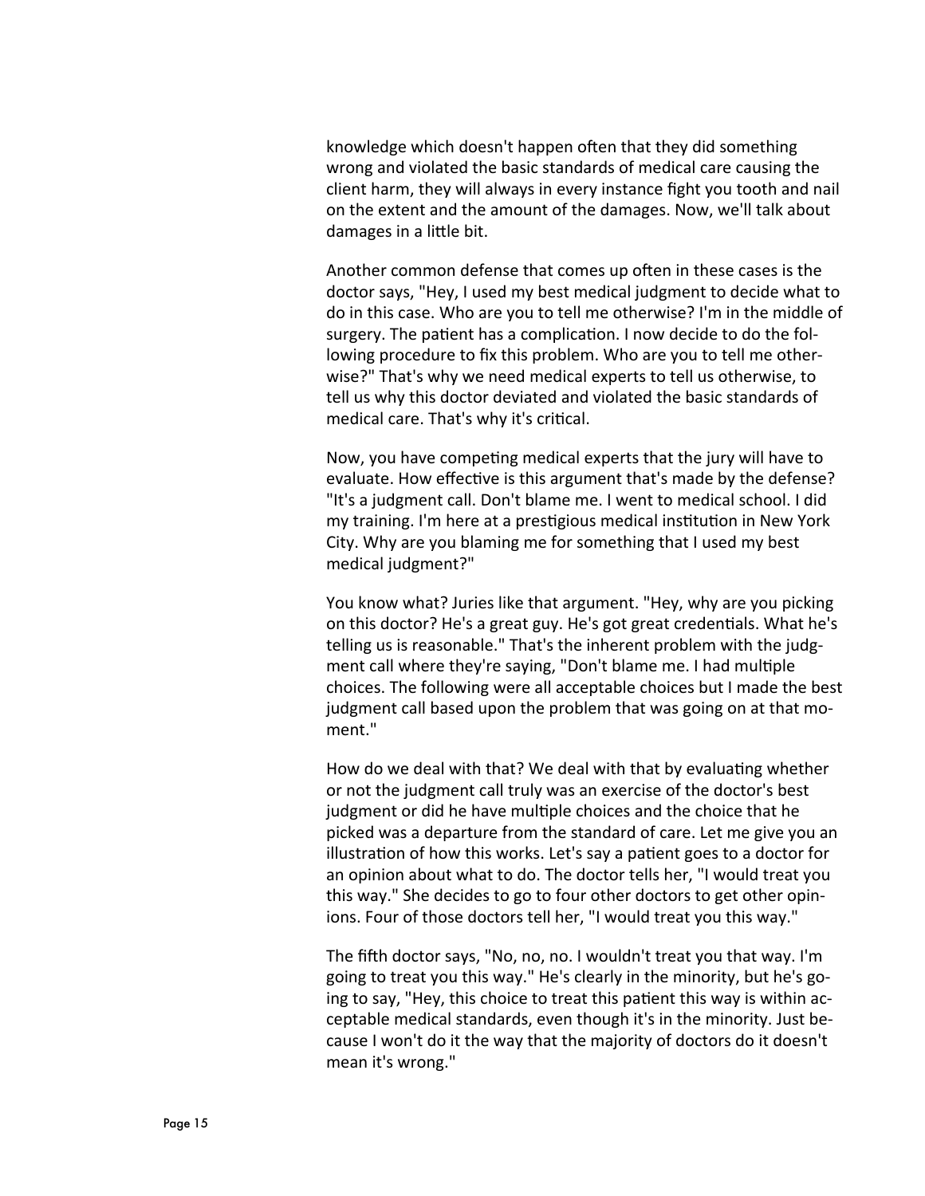knowledge which doesn't happen often that they did something wrong and violated the basic standards of medical care causing the client harm, they will always in every instance fight you tooth and nail on the extent and the amount of the damages. Now, we'll talk about damages in a little bit.

Another common defense that comes up often in these cases is the doctor says, "Hey, I used my best medical judgment to decide what to do in this case. Who are you to tell me otherwise? I'm in the middle of surgery. The patient has a complication. I now decide to do the following procedure to fix this problem. Who are you to tell me otherwise?" That's why we need medical experts to tell us otherwise, to tell us why this doctor deviated and violated the basic standards of medical care. That's why it's critical.

Now, you have competing medical experts that the jury will have to evaluate. How effective is this argument that's made by the defense? "It's a judgment call. Don't blame me. I went to medical school. I did my training. I'm here at a prestigious medical institution in New York City. Why are you blaming me for something that I used my best medical judgment?"

You know what? Juries like that argument. "Hey, why are you picking on this doctor? He's a great guy. He's got great credentials. What he's telling us is reasonable." That's the inherent problem with the judgment call where they're saying, "Don't blame me. I had multiple choices. The following were all acceptable choices but I made the best judgment call based upon the problem that was going on at that moment."

How do we deal with that? We deal with that by evaluating whether or not the judgment call truly was an exercise of the doctor's best judgment or did he have multiple choices and the choice that he picked was a departure from the standard of care. Let me give you an illustration of how this works. Let's say a patient goes to a doctor for an opinion about what to do. The doctor tells her, "I would treat you this way." She decides to go to four other doctors to get other opinions. Four of those doctors tell her, "I would treat you this way."

The fifth doctor says, "No, no, no. I wouldn't treat you that way. I'm going to treat you this way." He's clearly in the minority, but he's going to say, "Hey, this choice to treat this patient this way is within acceptable medical standards, even though it's in the minority. Just because I won't do it the way that the majority of doctors do it doesn't mean it's wrong."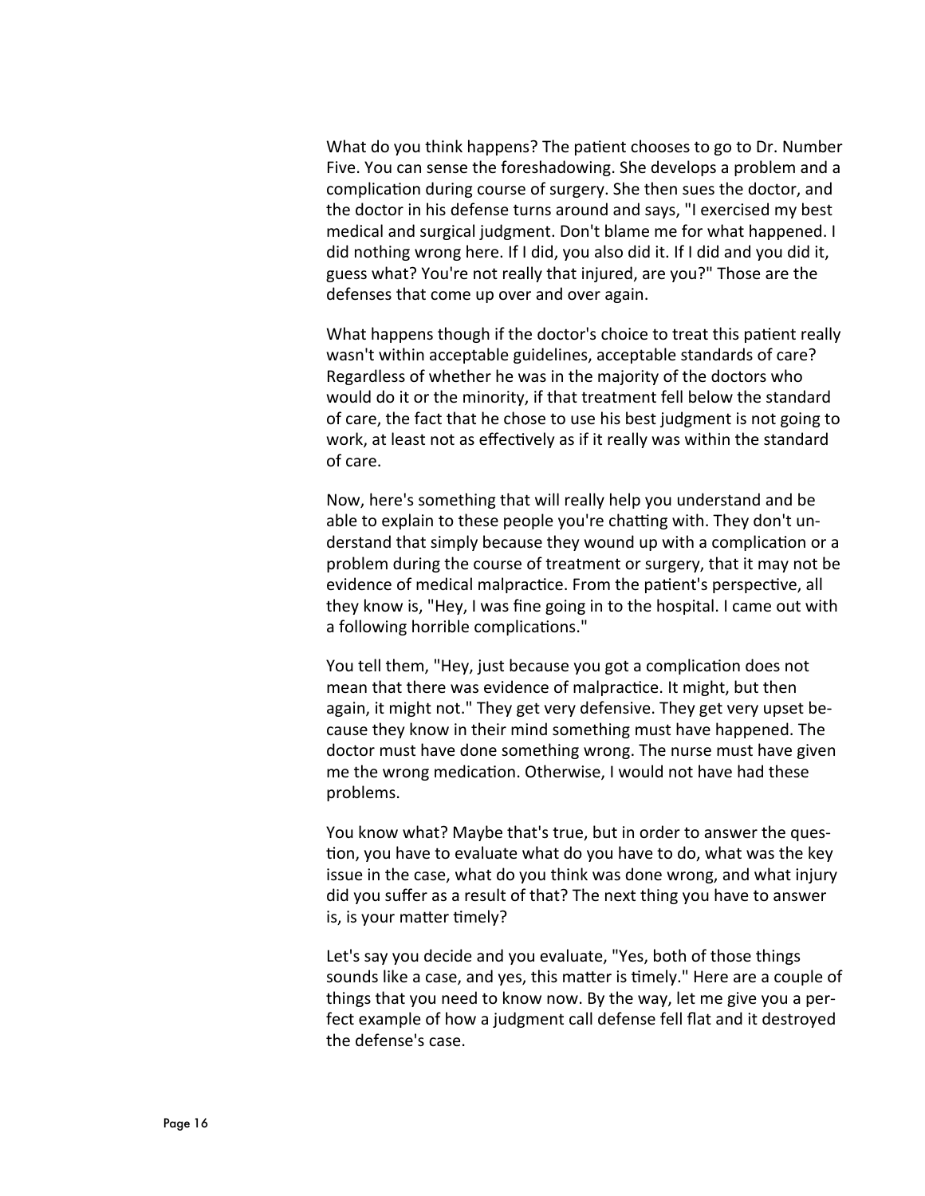What do you think happens? The patient chooses to go to Dr. Number Five. You can sense the foreshadowing. She develops a problem and a complication during course of surgery. She then sues the doctor, and the doctor in his defense turns around and says, "I exercised my best medical and surgical judgment. Don't blame me for what happened. I did nothing wrong here. If I did, you also did it. If I did and you did it, guess what? You're not really that injured, are you?" Those are the defenses that come up over and over again.

What happens though if the doctor's choice to treat this patient really wasn't within acceptable guidelines, acceptable standards of care? Regardless of whether he was in the majority of the doctors who would do it or the minority, if that treatment fell below the standard of care, the fact that he chose to use his best judgment is not going to work, at least not as effectively as if it really was within the standard of care.

Now, here's something that will really help you understand and be able to explain to these people you're chatting with. They don't understand that simply because they wound up with a complication or a problem during the course of treatment or surgery, that it may not be evidence of medical malpractice. From the patient's perspective, all they know is, "Hey, I was fine going in to the hospital. I came out with a following horrible complications."

You tell them, "Hey, just because you got a complication does not mean that there was evidence of malpractice. It might, but then again, it might not." They get very defensive. They get very upset because they know in their mind something must have happened. The doctor must have done something wrong. The nurse must have given me the wrong medication. Otherwise, I would not have had these problems.

You know what? Maybe that's true, but in order to answer the question, you have to evaluate what do you have to do, what was the key issue in the case, what do you think was done wrong, and what injury did you suffer as a result of that? The next thing you have to answer is, is your matter timely?

Let's say you decide and you evaluate, "Yes, both of those things sounds like a case, and yes, this matter is timely." Here are a couple of things that you need to know now. By the way, let me give you a perfect example of how a judgment call defense fell flat and it destroyed the defense's case.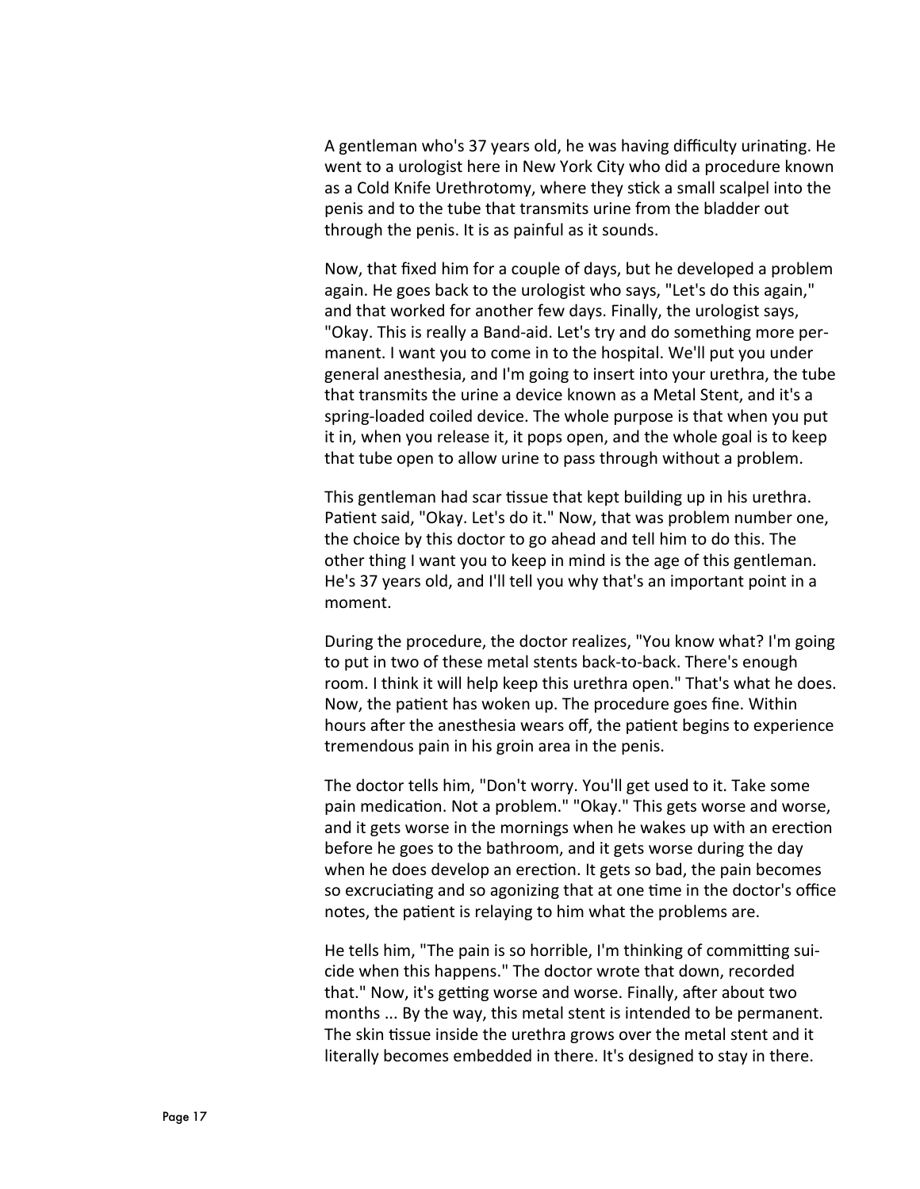A gentleman who's 37 years old, he was having difficulty urinating. He went to a urologist here in New York City who did a procedure known as a Cold Knife Urethrotomy, where they stick a small scalpel into the penis and to the tube that transmits urine from the bladder out through the penis. It is as painful as it sounds.

Now, that fixed him for a couple of days, but he developed a problem again. He goes back to the urologist who says, "Let's do this again," and that worked for another few days. Finally, the urologist says, "Okay. This is really a Band-aid. Let's try and do something more permanent. I want you to come in to the hospital. We'll put you under general anesthesia, and I'm going to insert into your urethra, the tube that transmits the urine a device known as a Metal Stent, and it's a spring-loaded coiled device. The whole purpose is that when you put it in, when you release it, it pops open, and the whole goal is to keep that tube open to allow urine to pass through without a problem.

This gentleman had scar tissue that kept building up in his urethra. Patient said, "Okay. Let's do it." Now, that was problem number one, the choice by this doctor to go ahead and tell him to do this. The other thing I want you to keep in mind is the age of this gentleman. He's 37 years old, and I'll tell you why that's an important point in a moment.

During the procedure, the doctor realizes, "You know what? I'm going to put in two of these metal stents back-to-back. There's enough room. I think it will help keep this urethra open." That's what he does. Now, the patient has woken up. The procedure goes fine. Within hours after the anesthesia wears off, the patient begins to experience tremendous pain in his groin area in the penis.

The doctor tells him, "Don't worry. You'll get used to it. Take some pain medication. Not a problem." "Okay." This gets worse and worse, and it gets worse in the mornings when he wakes up with an erection before he goes to the bathroom, and it gets worse during the day when he does develop an erection. It gets so bad, the pain becomes so excruciating and so agonizing that at one time in the doctor's office notes, the patient is relaying to him what the problems are.

He tells him, "The pain is so horrible, I'm thinking of committing suicide when this happens." The doctor wrote that down, recorded that." Now, it's getting worse and worse. Finally, after about two months ... By the way, this metal stent is intended to be permanent. The skin tissue inside the urethra grows over the metal stent and it literally becomes embedded in there. It's designed to stay in there.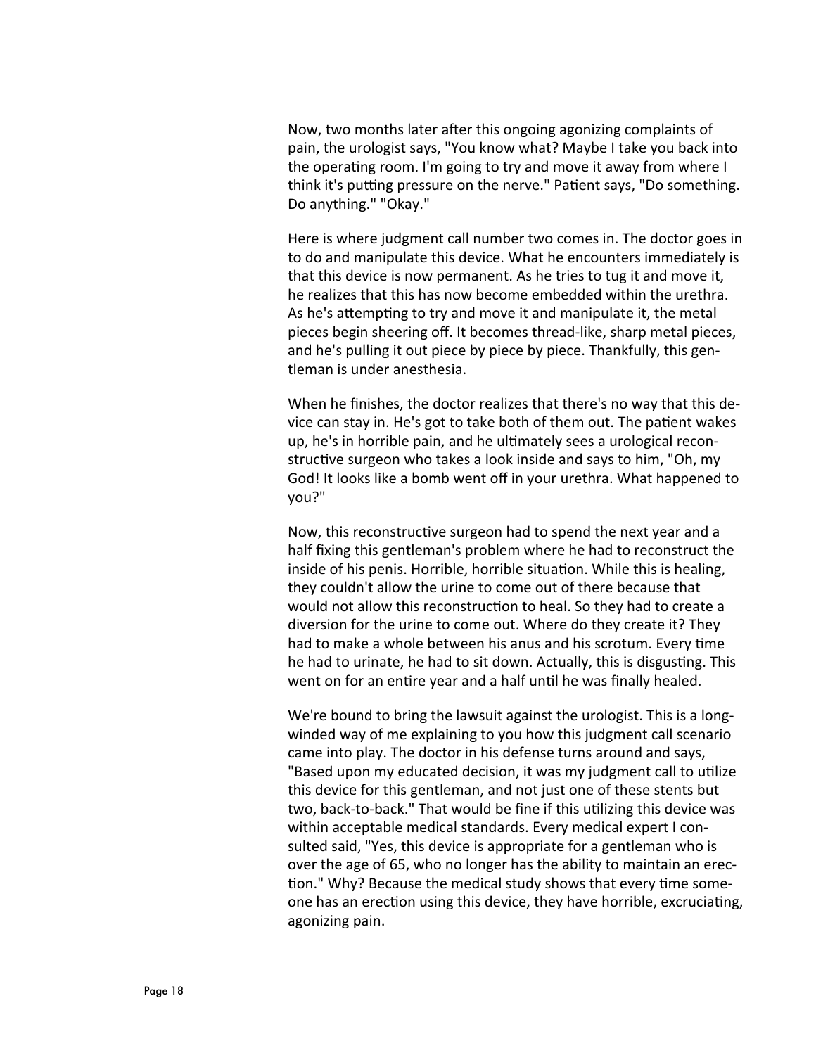Now, two months later after this ongoing agonizing complaints of pain, the urologist says, "You know what? Maybe I take you back into the operating room. I'm going to try and move it away from where I think it's putting pressure on the nerve." Patient says, "Do something. Do anything." "Okay."

Here is where judgment call number two comes in. The doctor goes in to do and manipulate this device. What he encounters immediately is that this device is now permanent. As he tries to tug it and move it, he realizes that this has now become embedded within the urethra. As he's attempting to try and move it and manipulate it, the metal pieces begin sheering off. It becomes thread-like, sharp metal pieces, and he's pulling it out piece by piece by piece. Thankfully, this gentleman is under anesthesia.

When he finishes, the doctor realizes that there's no way that this device can stay in. He's got to take both of them out. The patient wakes up, he's in horrible pain, and he ultimately sees a urological reconstructive surgeon who takes a look inside and says to him, "Oh, my God! It looks like a bomb went off in your urethra. What happened to you?"

Now, this reconstructive surgeon had to spend the next year and a half fixing this gentleman's problem where he had to reconstruct the inside of his penis. Horrible, horrible situation. While this is healing, they couldn't allow the urine to come out of there because that would not allow this reconstruction to heal. So they had to create a diversion for the urine to come out. Where do they create it? They had to make a whole between his anus and his scrotum. Every time he had to urinate, he had to sit down. Actually, this is disgusting. This went on for an entire year and a half until he was finally healed.

We're bound to bring the lawsuit against the urologist. This is a long-winded way of me explaining to you how this judgment call scenario came into play. The doctor in his defense turns around and says, "Based upon my educated decision, it was my judgment call to utilize this device for this gentleman, and not just one of these stents but two, back-to-back." That would be fine if this utilizing this device was within acceptable medical standards. Every medical expert I consulted said, "Yes, this device is appropriate for a gentleman who is over the age of 65, who no longer has the ability to maintain an erection." Why? Because the medical study shows that every time someone has an erection using this device, they have horrible, excruciating, agonizing pain.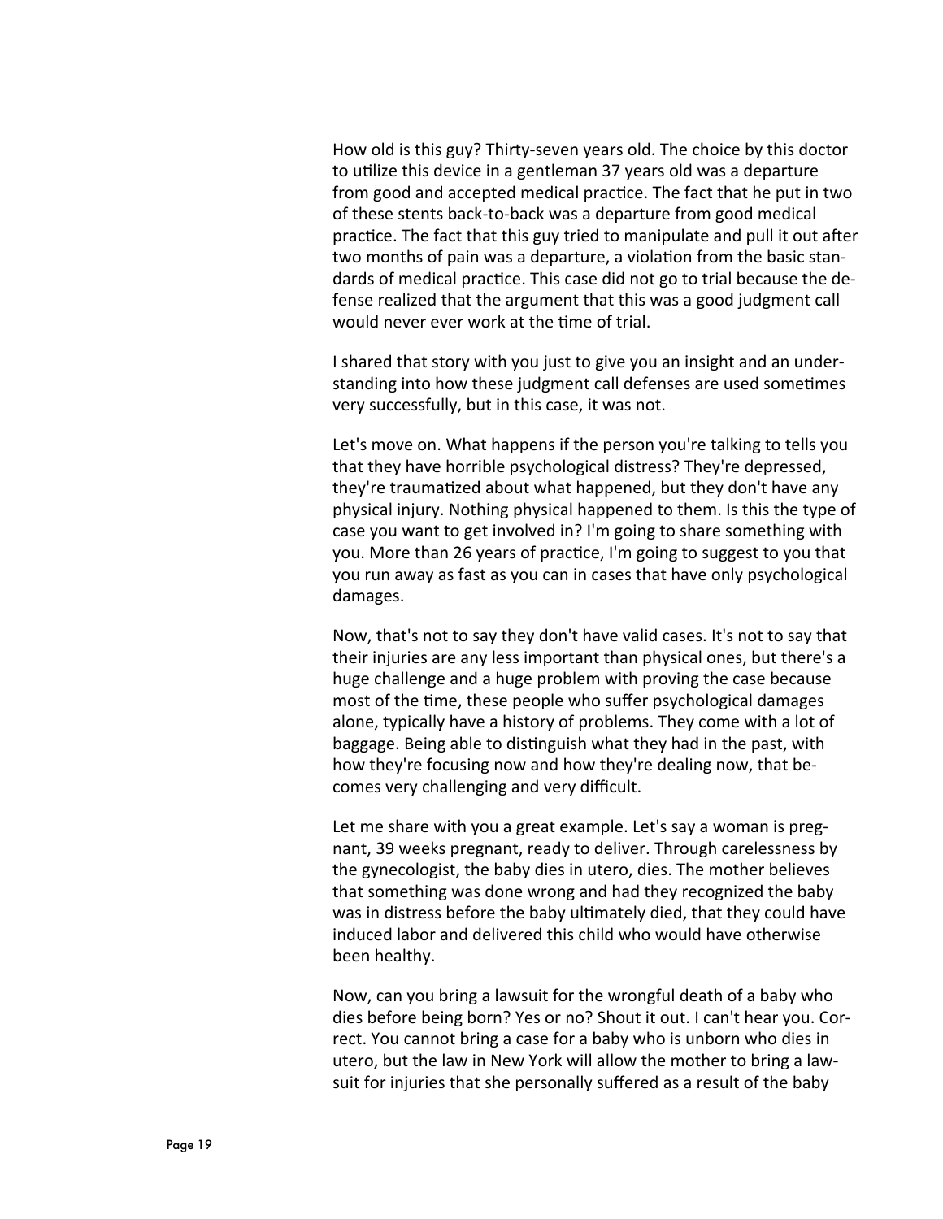How old is this guy? Thirty-seven years old. The choice by this doctor to utilize this device in a gentleman 37 years old was a departure from good and accepted medical practice. The fact that he put in two of these stents back-to-back was a departure from good medical practice. The fact that this guy tried to manipulate and pull it out after two months of pain was a departure, a violation from the basic standards of medical practice. This case did not go to trial because the defense realized that the argument that this was a good judgment call would never ever work at the time of trial.

I shared that story with you just to give you an insight and an understanding into how these judgment call defenses are used sometimes very successfully, but in this case, it was not.

Let's move on. What happens if the person you're talking to tells you that they have horrible psychological distress? They're depressed, they're traumatized about what happened, but they don't have any physical injury. Nothing physical happened to them. Is this the type of case you want to get involved in? I'm going to share something with you. More than 26 years of practice, I'm going to suggest to you that you run away as fast as you can in cases that have only psychological damages.

Now, that's not to say they don't have valid cases. It's not to say that their injuries are any less important than physical ones, but there's a huge challenge and a huge problem with proving the case because most of the time, these people who suffer psychological damages alone, typically have a history of problems. They come with a lot of baggage. Being able to distinguish what they had in the past, with how they're focusing now and how they're dealing now, that becomes very challenging and very difficult.

Let me share with you a great example. Let's say a woman is pregnant, 39 weeks pregnant, ready to deliver. Through carelessness by the gynecologist, the baby dies in utero, dies. The mother believes that something was done wrong and had they recognized the baby was in distress before the baby ultimately died, that they could have induced labor and delivered this child who would have otherwise been healthy.

Now, can you bring a lawsuit for the wrongful death of a baby who dies before being born? Yes or no? Shout it out. I can't hear you. Correct. You cannot bring a case for a baby who is unborn who dies in utero, but the law in New York will allow the mother to bring a lawsuit for injuries that she personally suffered as a result of the baby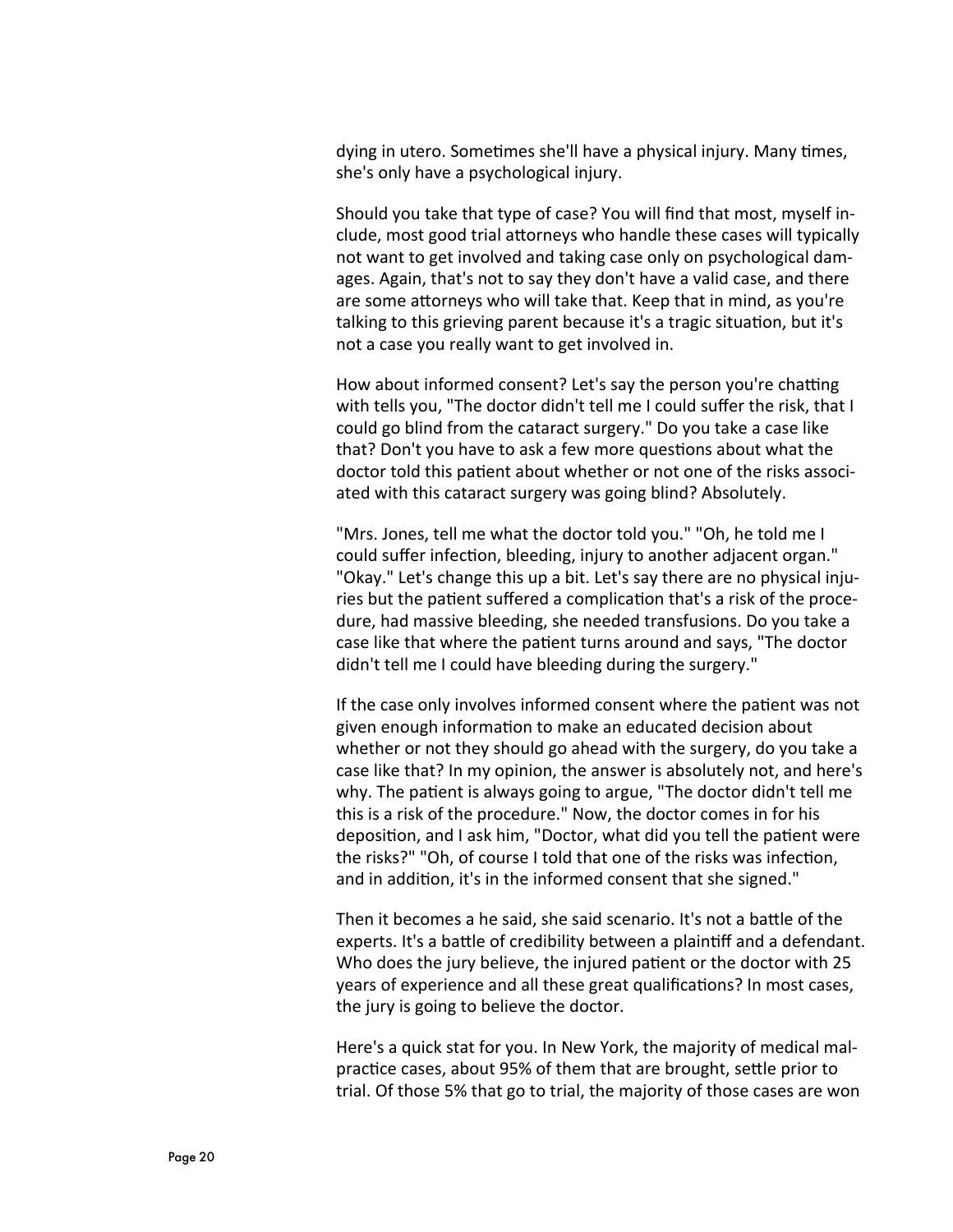dying in utero. Sometimes she'll have a physical injury. Many times, she's only have a psychological injury.

Should you take that type of case? You will find that most, myself include, most good trial attorneys who handle these cases will typically not want to get involved and taking case only on psychological damages. Again, that's not to say they don't have a valid case, and there are some attorneys who will take that. Keep that in mind, as you're talking to this grieving parent because it's a tragic situation, but it's not a case you really want to get involved in.

How about informed consent? Let's say the person you're chatting with tells you, "The doctor didn't tell me I could suffer the risk, that I could go blind from the cataract surgery." Do you take a case like that? Don't you have to ask a few more questions about what the doctor told this patient about whether or not one of the risks associated with this cataract surgery was going blind? Absolutely.

"Mrs. Jones, tell me what the doctor told you." "Oh, he told me I could suffer infection, bleeding, injury to another adjacent organ." "Okay." Let's change this up a bit. Let's say there are no physical injuries but the patient suffered a complication that's a risk of the procedure, had massive bleeding, she needed transfusions. Do you take a case like that where the patient turns around and says, "The doctor didn't tell me I could have bleeding during the surgery."

If the case only involves informed consent where the patient was not given enough information to make an educated decision about whether or not they should go ahead with the surgery, do you take a case like that? In my opinion, the answer is absolutely not, and here's why. The patient is always going to argue, "The doctor didn't tell me this is a risk of the procedure." Now, the doctor comes in for his deposition, and I ask him, "Doctor, what did you tell the patient were the risks?" "Oh, of course I told that one of the risks was infection, and in addition, it's in the informed consent that she signed."

Then it becomes a he said, she said scenario. It's not a battle of the experts. It's a battle of credibility between a plaintiff and a defendant. Who does the jury believe, the injured patient or the doctor with 25 years of experience and all these great qualifications? In most cases, the jury is going to believe the doctor.

Here's a quick stat for you. In New York, the majority of medical malpractice cases, about 95% of them that are brought, settle prior to trial. Of those 5% that go to trial, the majority of those cases are won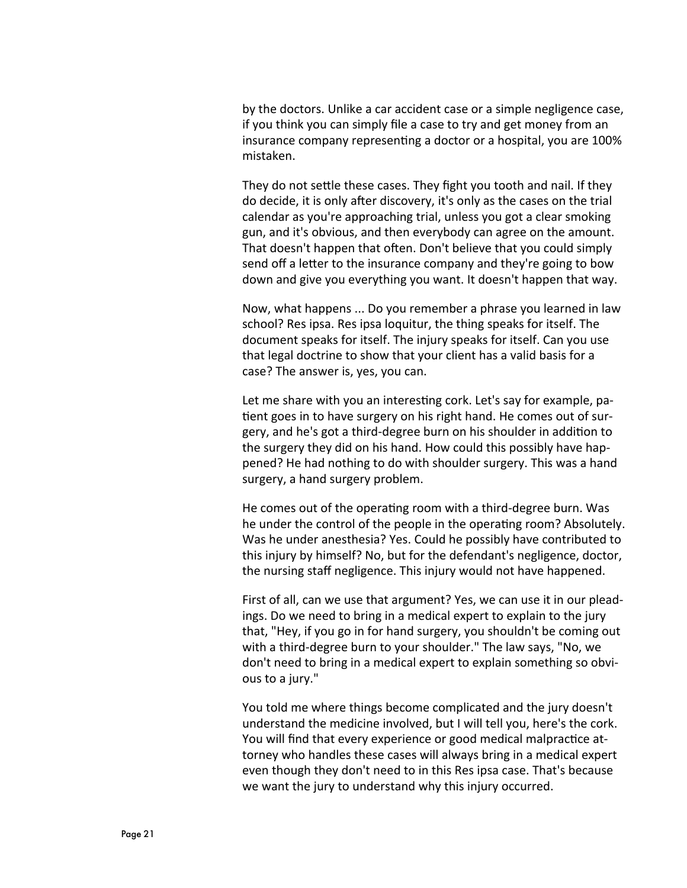by the doctors. Unlike a car accident case or a simple negligence case, if you think you can simply file a case to try and get money from an insurance company representing a doctor or a hospital, you are 100% mistaken.

They do not settle these cases. They fight you tooth and nail. If they do decide, it is only after discovery, it's only as the cases on the trial calendar as you're approaching trial, unless you got a clear smoking gun, and it's obvious, and then everybody can agree on the amount. That doesn't happen that often. Don't believe that you could simply send off a letter to the insurance company and they're going to bow down and give you everything you want. It doesn't happen that way.

Now, what happens ... Do you remember a phrase you learned in law school? Res ipsa. Res ipsa loquitur, the thing speaks for itself. The document speaks for itself. The injury speaks for itself. Can you use that legal doctrine to show that your client has a valid basis for a case? The answer is, yes, you can.

Let me share with you an interesting cork. Let's say for example, patient goes in to have surgery on his right hand. He comes out of surgery, and he's got a third-degree burn on his shoulder in addition to the surgery they did on his hand. How could this possibly have happened? He had nothing to do with shoulder surgery. This was a hand surgery, a hand surgery problem.

He comes out of the operating room with a third-degree burn. Was he under the control of the people in the operating room? Absolutely. Was he under anesthesia? Yes. Could he possibly have contributed to this injury by himself? No, but for the defendant's negligence, doctor, the nursing staff negligence. This injury would not have happened.

First of all, can we use that argument? Yes, we can use it in our pleadings. Do we need to bring in a medical expert to explain to the jury that, "Hey, if you go in for hand surgery, you shouldn't be coming out with a third-degree burn to your shoulder." The law says, "No, we don't need to bring in a medical expert to explain something so obvious to a jury."

You told me where things become complicated and the jury doesn't understand the medicine involved, but I will tell you, here's the cork. You will find that every experience or good medical malpractice attorney who handles these cases will always bring in a medical expert even though they don't need to in this Res ipsa case. That's because we want the jury to understand why this injury occurred.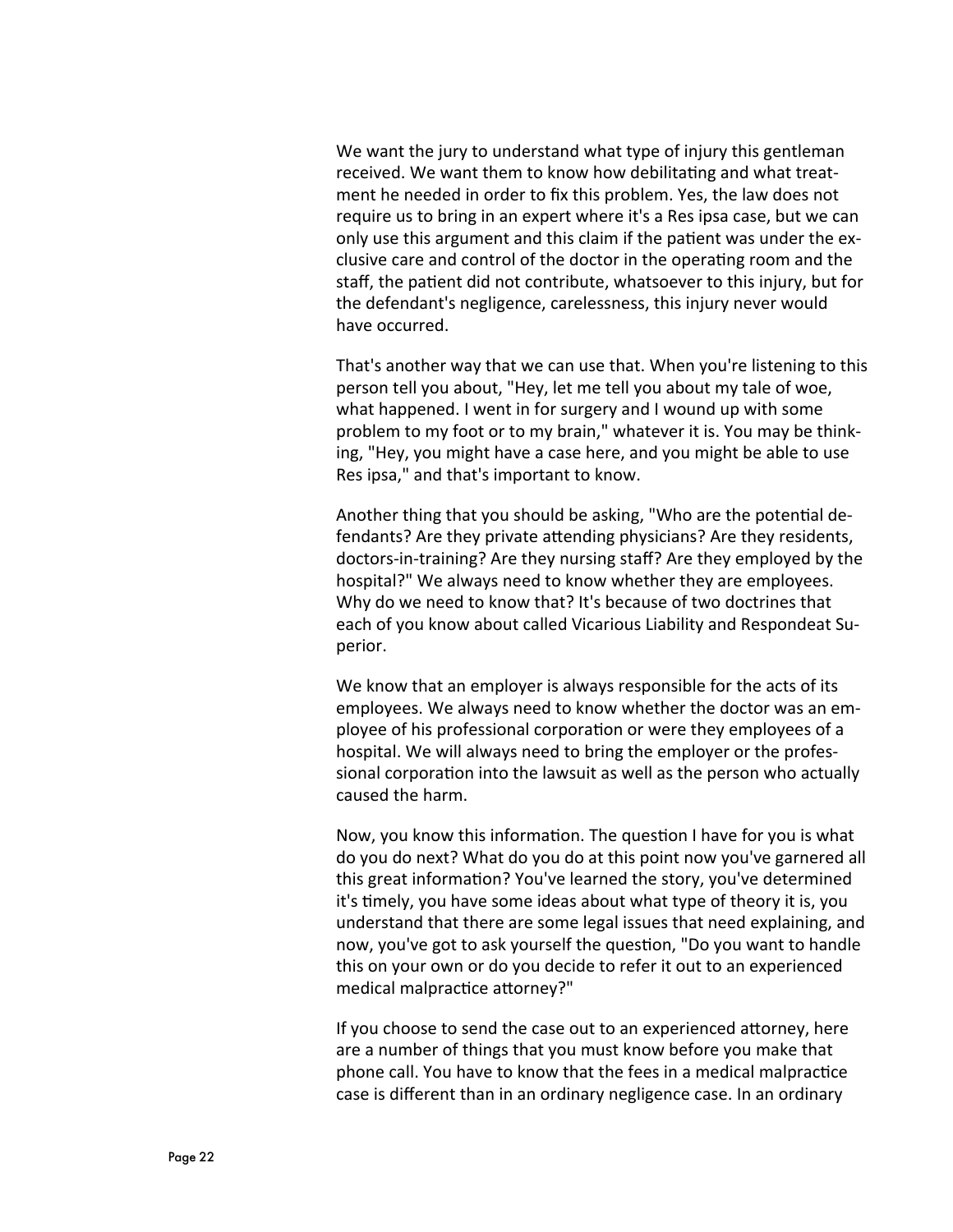We want the jury to understand what type of injury this gentleman received. We want them to know how debilitating and what treatment he needed in order to fix this problem. Yes, the law does not require us to bring in an expert where it's a Res ipsa case, but we can only use this argument and this claim if the patient was under the exclusive care and control of the doctor in the operating room and the staff, the patient did not contribute, whatsoever to this injury, but for the defendant's negligence, carelessness, this injury never would have occurred.

That's another way that we can use that. When you're listening to this person tell you about, "Hey, let me tell you about my tale of woe, what happened. I went in for surgery and I wound up with some problem to my foot or to my brain," whatever it is. You may be thinking, "Hey, you might have a case here, and you might be able to use Res ipsa," and that's important to know.

Another thing that you should be asking, "Who are the potential defendants? Are they private attending physicians? Are they residents, doctors-in-training? Are they nursing staff? Are they employed by the hospital?" We always need to know whether they are employees. Why do we need to know that? It's because of two doctrines that each of you know about called Vicarious Liability and Respondeat Superior.

We know that an employer is always responsible for the acts of its employees. We always need to know whether the doctor was an employee of his professional corporation or were they employees of a hospital. We will always need to bring the employer or the professional corporation into the lawsuit as well as the person who actually caused the harm.

Now, you know this information. The question I have for you is what do you do next? What do you do at this point now you've garnered all this great information? You've learned the story, you've determined it's timely, you have some ideas about what type of theory it is, you understand that there are some legal issues that need explaining, and now, you've got to ask yourself the question, "Do you want to handle this on your own or do you decide to refer it out to an experienced medical malpractice attorney?"

If you choose to send the case out to an experienced attorney, here are a number of things that you must know before you make that phone call. You have to know that the fees in a medical malpractice case is different than in an ordinary negligence case. In an ordinary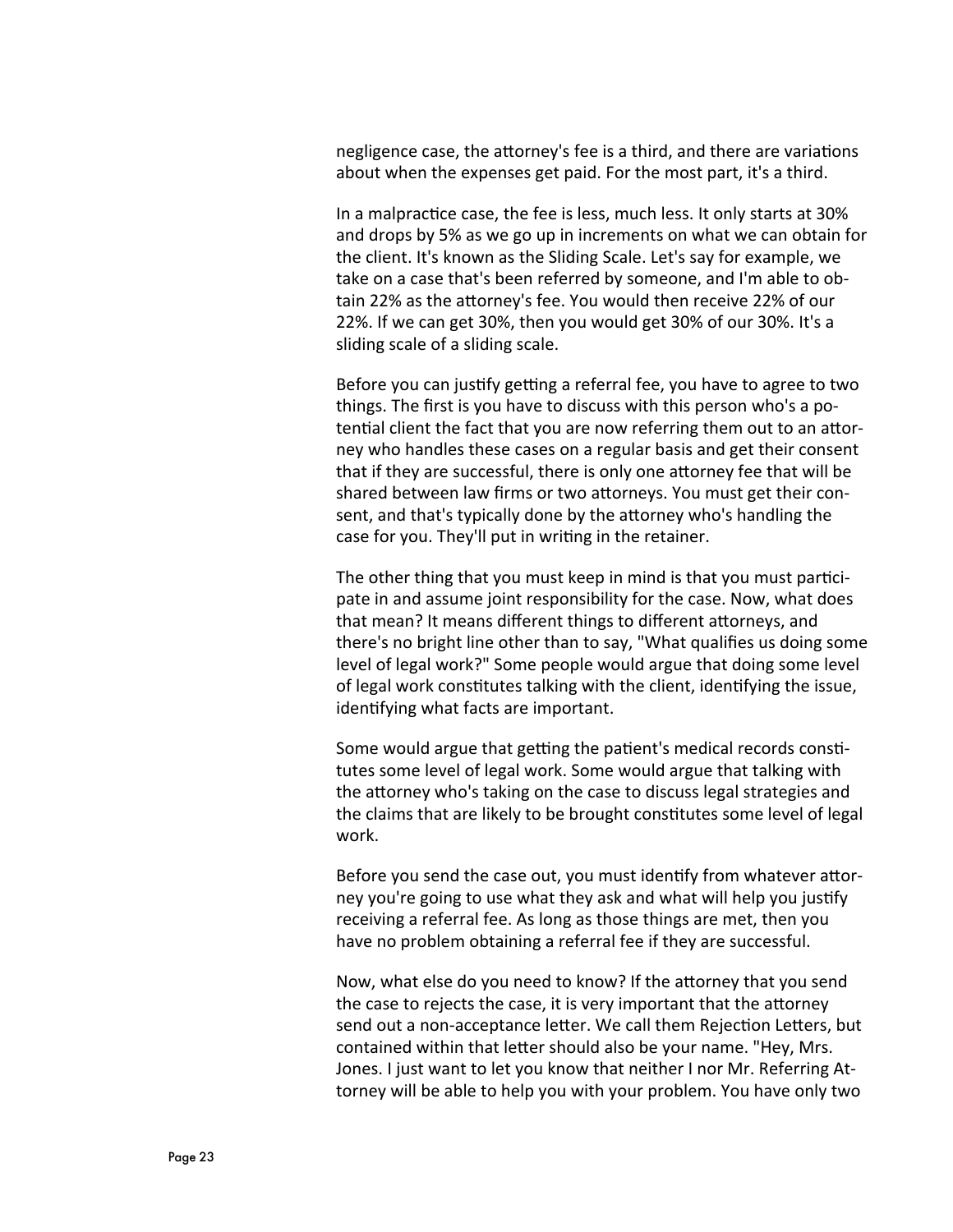negligence case, the attorney's fee is a third, and there are variations about when the expenses get paid. For the most part, it's a third.

In a malpractice case, the fee is less, much less. It only starts at 30% and drops by 5% as we go up in increments on what we can obtain for the client. It's known as the Sliding Scale. Let's say for example, we take on a case that's been referred by someone, and I'm able to obtain 22% as the attorney's fee. You would then receive 22% of our 22%. If we can get 30%, then you would get 30% of our 30%. It's a sliding scale of a sliding scale.

Before you can justify getting a referral fee, you have to agree to two things. The first is you have to discuss with this person who's a potential client the fact that you are now referring them out to an attorney who handles these cases on a regular basis and get their consent that if they are successful, there is only one attorney fee that will be shared between law firms or two attorneys. You must get their consent, and that's typically done by the attorney who's handling the case for you. They'll put in writing in the retainer.

The other thing that you must keep in mind is that you must participate in and assume joint responsibility for the case. Now, what does that mean? It means different things to different attorneys, and there's no bright line other than to say, "What qualifies us doing some level of legal work?" Some people would argue that doing some level of legal work constitutes talking with the client, identifying the issue, identifying what facts are important.

Some would argue that getting the patient's medical records constitutes some level of legal work. Some would argue that talking with the attorney who's taking on the case to discuss legal strategies and the claims that are likely to be brought constitutes some level of legal work.

Before you send the case out, you must identify from whatever attorney you're going to use what they ask and what will help you justify receiving a referral fee. As long as those things are met, then you have no problem obtaining a referral fee if they are successful.

Now, what else do you need to know? If the attorney that you send the case to rejects the case, it is very important that the attorney send out a non-acceptance letter. We call them Rejection Letters, but contained within that letter should also be your name. "Hey, Mrs. Jones. I just want to let you know that neither I nor Mr. Referring Attorney will be able to help you with your problem. You have only two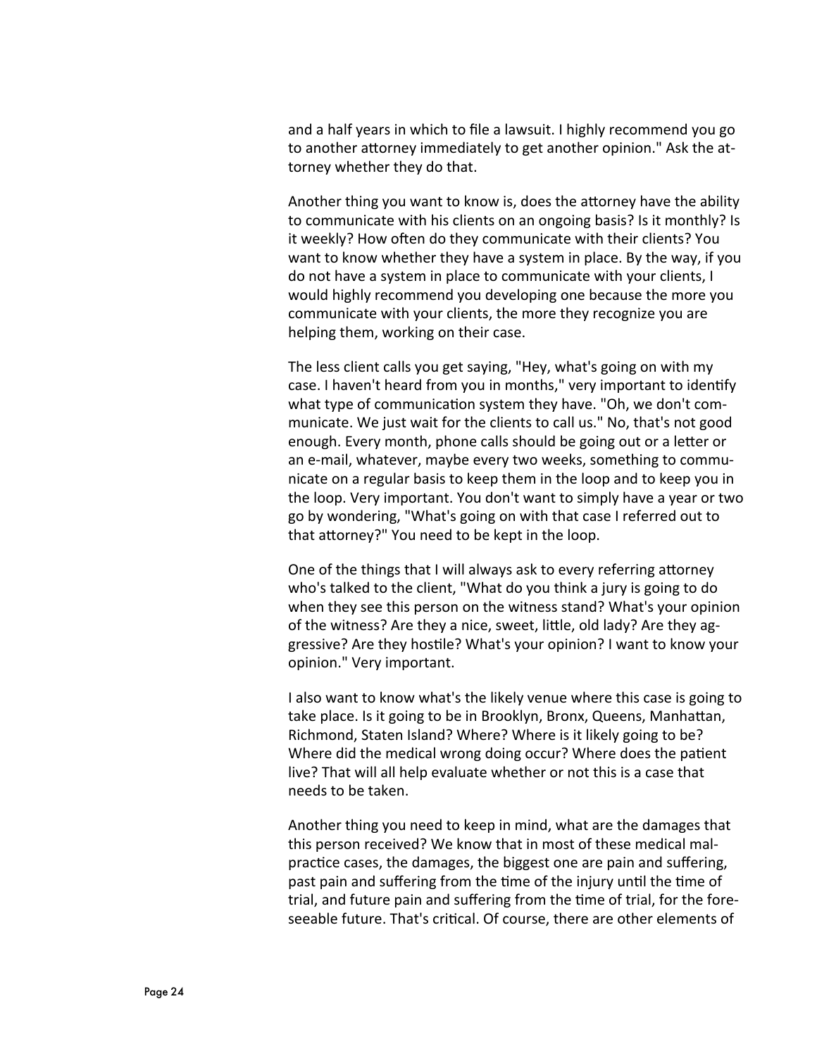and a half years in which to file a lawsuit. I highly recommend you go to another attorney immediately to get another opinion." Ask the attorney whether they do that.

Another thing you want to know is, does the attorney have the ability to communicate with his clients on an ongoing basis? Is it monthly? Is it weekly? How often do they communicate with their clients? You want to know whether they have a system in place. By the way, if you do not have a system in place to communicate with your clients, I would highly recommend you developing one because the more you communicate with your clients, the more they recognize you are helping them, working on their case.

The less client calls you get saying, "Hey, what's going on with my case. I haven't heard from you in months," very important to identify what type of communication system they have. "Oh, we don't communicate. We just wait for the clients to call us." No, that's not good enough. Every month, phone calls should be going out or a letter or an e-mail, whatever, maybe every two weeks, something to communicate on a regular basis to keep them in the loop and to keep you in the loop. Very important. You don't want to simply have a year or two go by wondering, "What's going on with that case I referred out to that attorney?" You need to be kept in the loop.

One of the things that I will always ask to every referring attorney who's talked to the client, "What do you think a jury is going to do when they see this person on the witness stand? What's your opinion of the witness? Are they a nice, sweet, little, old lady? Are they aggressive? Are they hostile? What's your opinion? I want to know your opinion." Very important.

I also want to know what's the likely venue where this case is going to take place. Is it going to be in Brooklyn, Bronx, Queens, Manhattan, Richmond, Staten Island? Where? Where is it likely going to be? Where did the medical wrong doing occur? Where does the patient live? That will all help evaluate whether or not this is a case that needs to be taken.

Another thing you need to keep in mind, what are the damages that this person received? We know that in most of these medical malpractice cases, the damages, the biggest one are pain and suffering, past pain and suffering from the time of the injury until the time of trial, and future pain and suffering from the time of trial, for the foreseeable future. That's critical. Of course, there are other elements of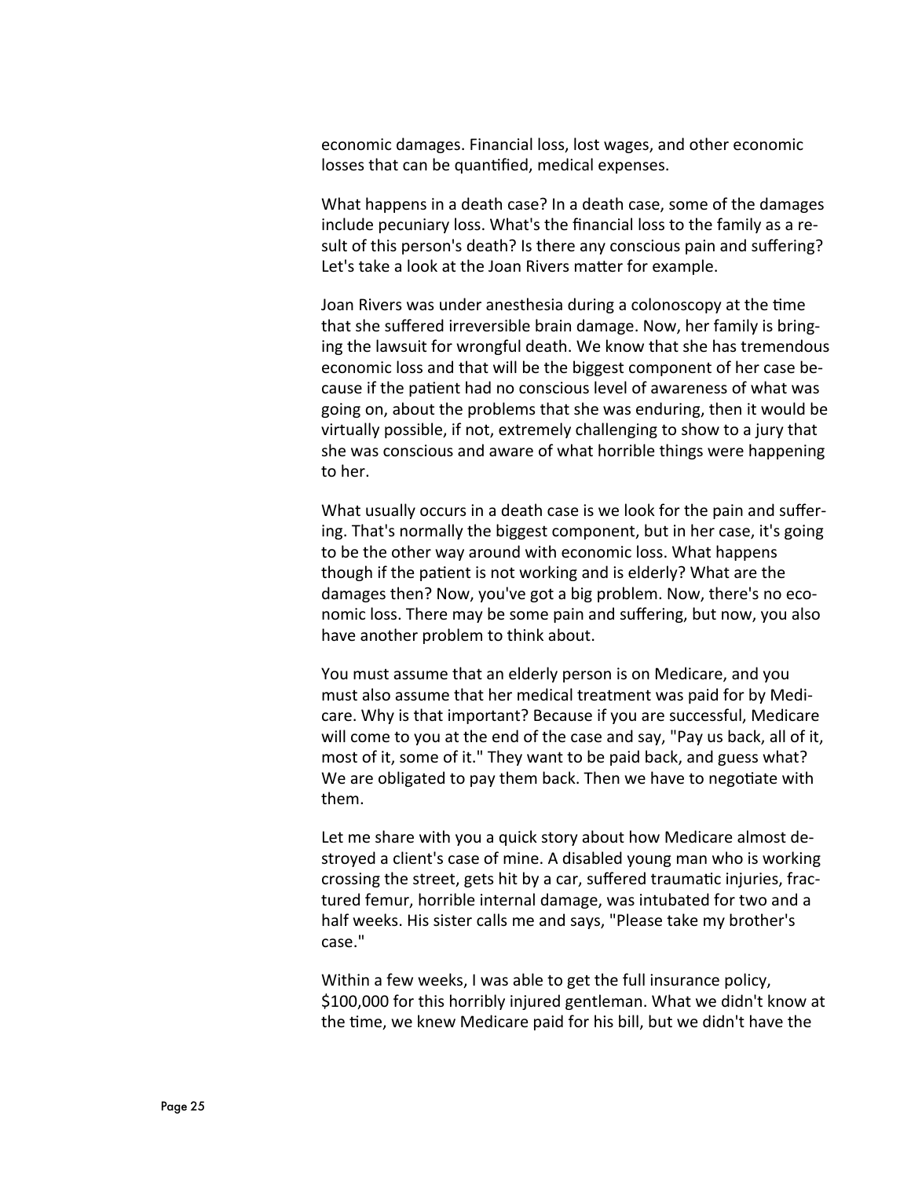economic damages. Financial loss, lost wages, and other economic losses that can be quantified, medical expenses.

What happens in a death case? In a death case, some of the damages include pecuniary loss. What's the financial loss to the family as a result of this person's death? Is there any conscious pain and suffering? Let's take a look at the Joan Rivers matter for example.

Joan Rivers was under anesthesia during a colonoscopy at the time that she suffered irreversible brain damage. Now, her family is bringing the lawsuit for wrongful death. We know that she has tremendous economic loss and that will be the biggest component of her case because if the patient had no conscious level of awareness of what was going on, about the problems that she was enduring, then it would be virtually possible, if not, extremely challenging to show to a jury that she was conscious and aware of what horrible things were happening to her.

What usually occurs in a death case is we look for the pain and suffering. That's normally the biggest component, but in her case, it's going to be the other way around with economic loss. What happens though if the patient is not working and is elderly? What are the damages then? Now, you've got a big problem. Now, there's no economic loss. There may be some pain and suffering, but now, you also have another problem to think about.

You must assume that an elderly person is on Medicare, and you must also assume that her medical treatment was paid for by Medicare. Why is that important? Because if you are successful, Medicare will come to you at the end of the case and say, "Pay us back, all of it, most of it, some of it." They want to be paid back, and guess what? We are obligated to pay them back. Then we have to negotiate with them.

Let me share with you a quick story about how Medicare almost destroyed a client's case of mine. A disabled young man who is working crossing the street, gets hit by a car, suffered traumatic injuries, fractured femur, horrible internal damage, was intubated for two and a half weeks. His sister calls me and says, "Please take my brother's case."

Within a few weeks, I was able to get the full insurance policy, $100,000 for this horribly injured gentleman. What we didn't know at the time, we knew Medicare paid for his bill, but we didn't have the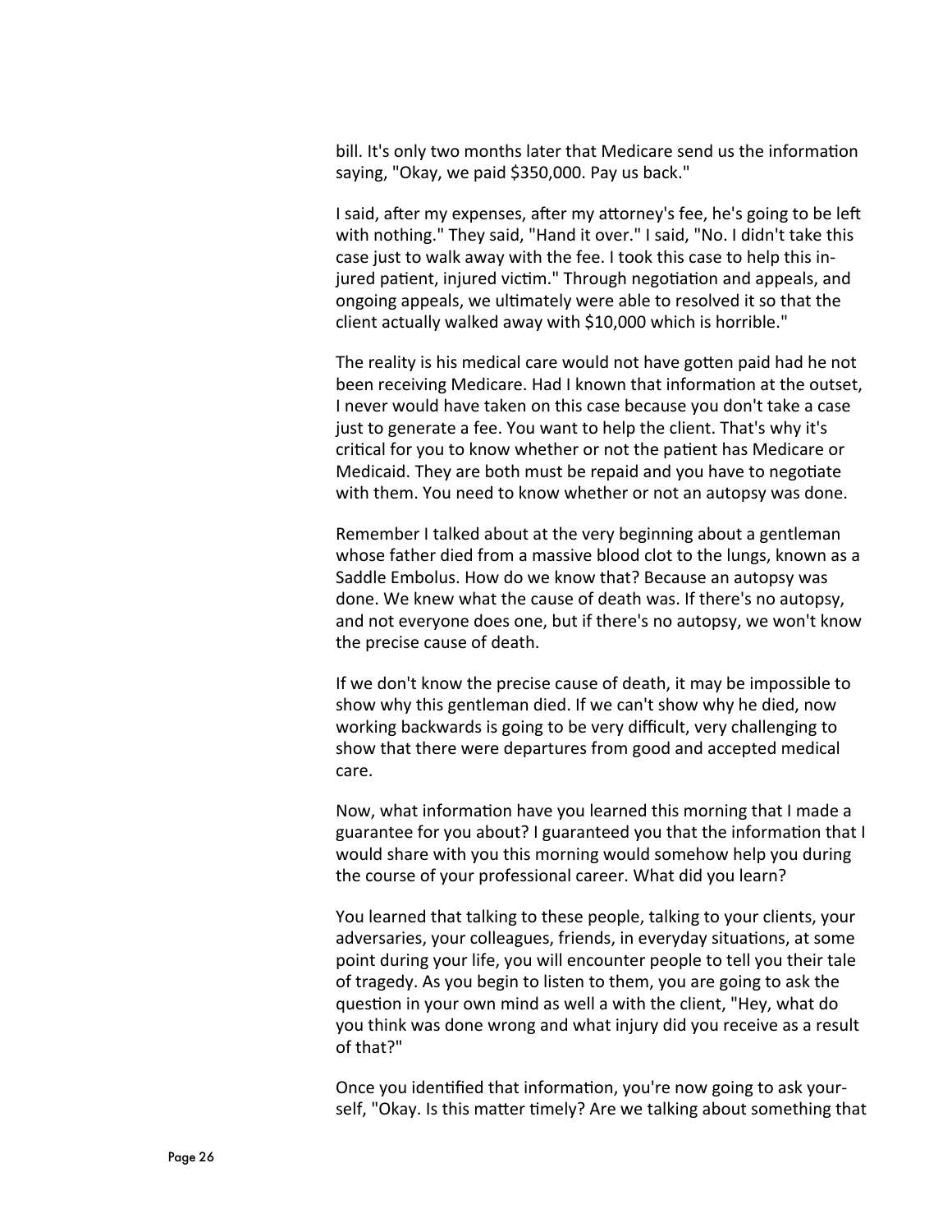bill. It's only two months later that Medicare send us the information saying, "Okay, we paid $350,000. Pay us back."

I said, after my expenses, after my attorney's fee, he's going to be left with nothing." They said, "Hand it over." I said, "No. I didn't take this case just to walk away with the fee. I took this case to help this injured patient, injured victim." Through negotiation and appeals, and ongoing appeals, we ultimately were able to resolved it so that the client actually walked away with $10,000 which is horrible."

The reality is his medical care would not have gotten paid had he not been receiving Medicare. Had I known that information at the outset, I never would have taken on this case because you don't take a case just to generate a fee. You want to help the client. That's why it's critical for you to know whether or not the patient has Medicare or Medicaid. They are both must be repaid and you have to negotiate with them. You need to know whether or not an autopsy was done.

Remember I talked about at the very beginning about a gentleman whose father died from a massive blood clot to the lungs, known as a Saddle Embolus. How do we know that? Because an autopsy was done. We knew what the cause of death was. If there's no autopsy, and not everyone does one, but if there's no autopsy, we won't know the precise cause of death.

If we don't know the precise cause of death, it may be impossible to show why this gentleman died. If we can't show why he died, now working backwards is going to be very difficult, very challenging to show that there were departures from good and accepted medical care.

Now, what information have you learned this morning that I made a guarantee for you about? I guaranteed you that the information that I would share with you this morning would somehow help you during the course of your professional career. What did you learn?

You learned that talking to these people, talking to your clients, your adversaries, your colleagues, friends, in everyday situations, at some point during your life, you will encounter people to tell you their tale of tragedy. As you begin to listen to them, you are going to ask the question in your own mind as well a with the client, "Hey, what do you think was done wrong and what injury did you receive as a result of that?"

Once you identified that information, you're now going to ask yourself, "Okay. Is this matter timely? Are we talking about something that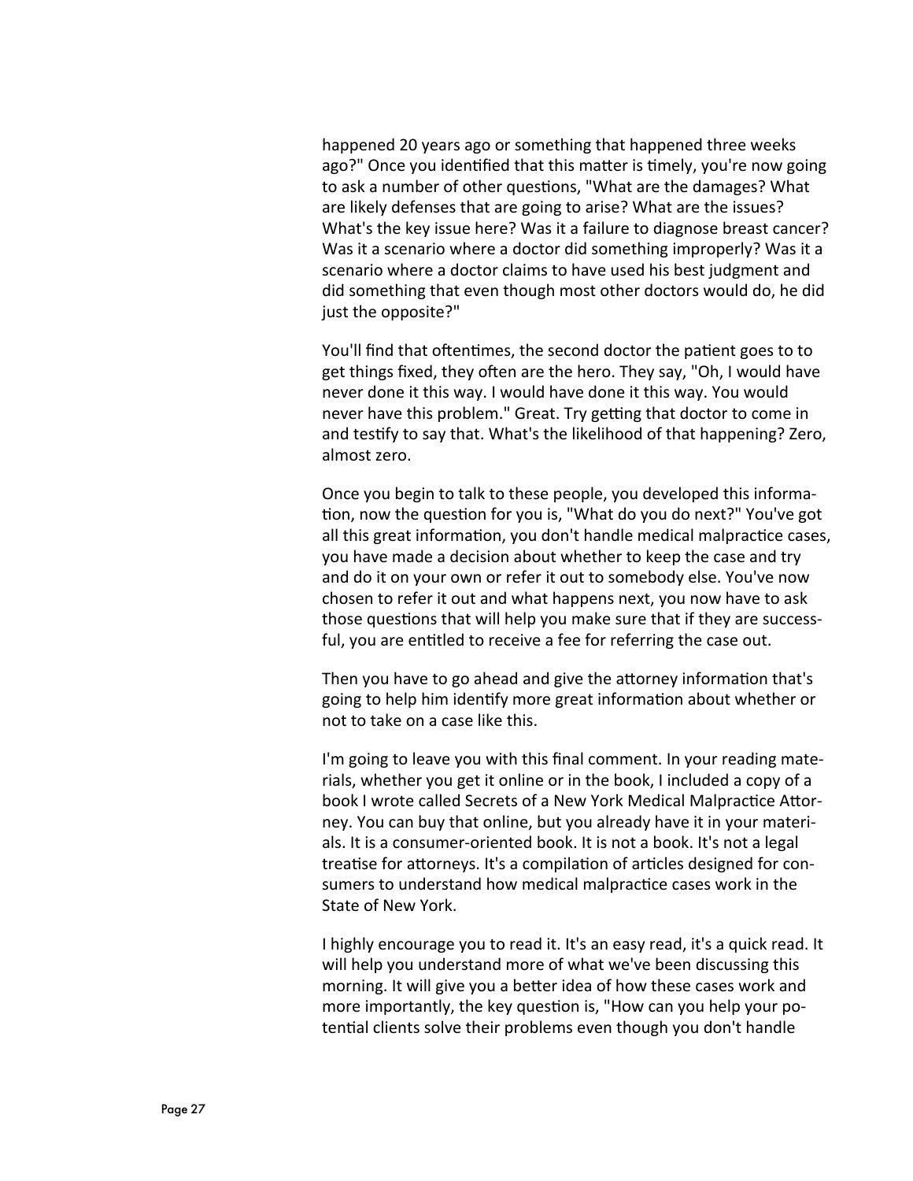happened 20 years ago or something that happened three weeks ago?" Once you identified that this matter is timely, you're now going to ask a number of other questions, "What are the damages? What are likely defenses that are going to arise? What are the issues? What's the key issue here? Was it a failure to diagnose breast cancer? Was it a scenario where a doctor did something improperly? Was it a scenario where a doctor claims to have used his best judgment and did something that even though most other doctors would do, he did just the opposite?"

You'll find that oftentimes, the second doctor the patient goes to to get things fixed, they often are the hero. They say, "Oh, I would have never done it this way. I would have done it this way. You would never have this problem." Great. Try getting that doctor to come in and testify to say that. What's the likelihood of that happening? Zero, almost zero.

Once you begin to talk to these people, you developed this information, now the question for you is, "What do you do next?" You've got all this great information, you don't handle medical malpractice cases, you have made a decision about whether to keep the case and try and do it on your own or refer it out to somebody else. You've now chosen to refer it out and what happens next, you now have to ask those questions that will help you make sure that if they are successful, you are entitled to receive a fee for referring the case out.

Then you have to go ahead and give the attorney information that's going to help him identify more great information about whether or not to take on a case like this.

I'm going to leave you with this final comment. In your reading materials, whether you get it online or in the book, I included a copy of a book I wrote called Secrets of a New York Medical Malpractice Attorney. You can buy that online, but you already have it in your materials. It is a consumer-oriented book. It is not a book. It's not a legal treatise for attorneys. It's a compilation of articles designed for consumers to understand how medical malpractice cases work in the State of New York.

I highly encourage you to read it. It's an easy read, it's a quick read. It will help you understand more of what we've been discussing this morning. It will give you a better idea of how these cases work and more importantly, the key question is, "How can you help your potential clients solve their problems even though you don't handle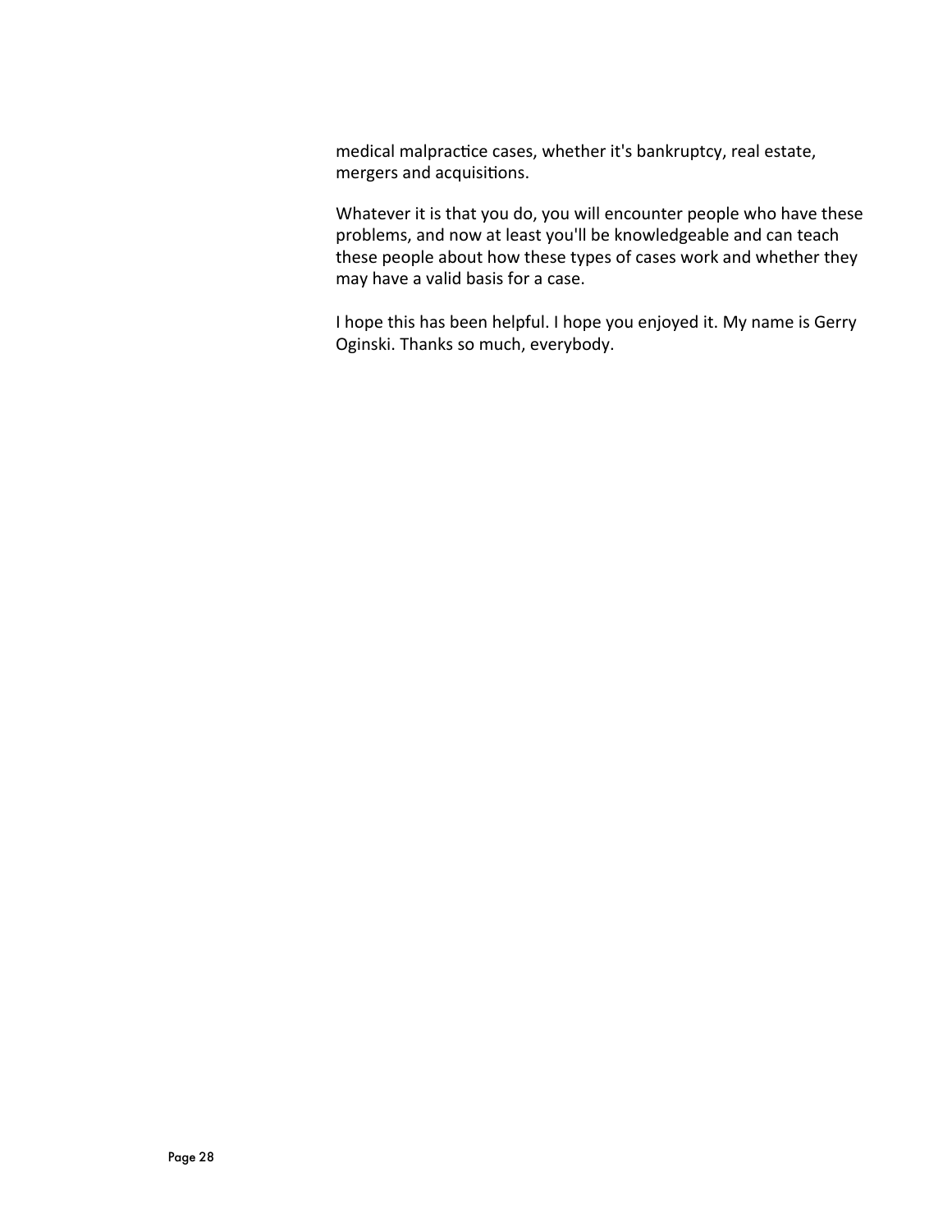medical malpractice cases, whether it's bankruptcy, real estate, mergers and acquisitions.

Whatever it is that you do, you will encounter people who have these problems, and now at least you'll be knowledgeable and can teach these people about how these types of cases work and whether they may have a valid basis for a case.

I hope this has been helpful. I hope you enjoyed it. My name is Gerry Oginski. Thanks so much, everybody.